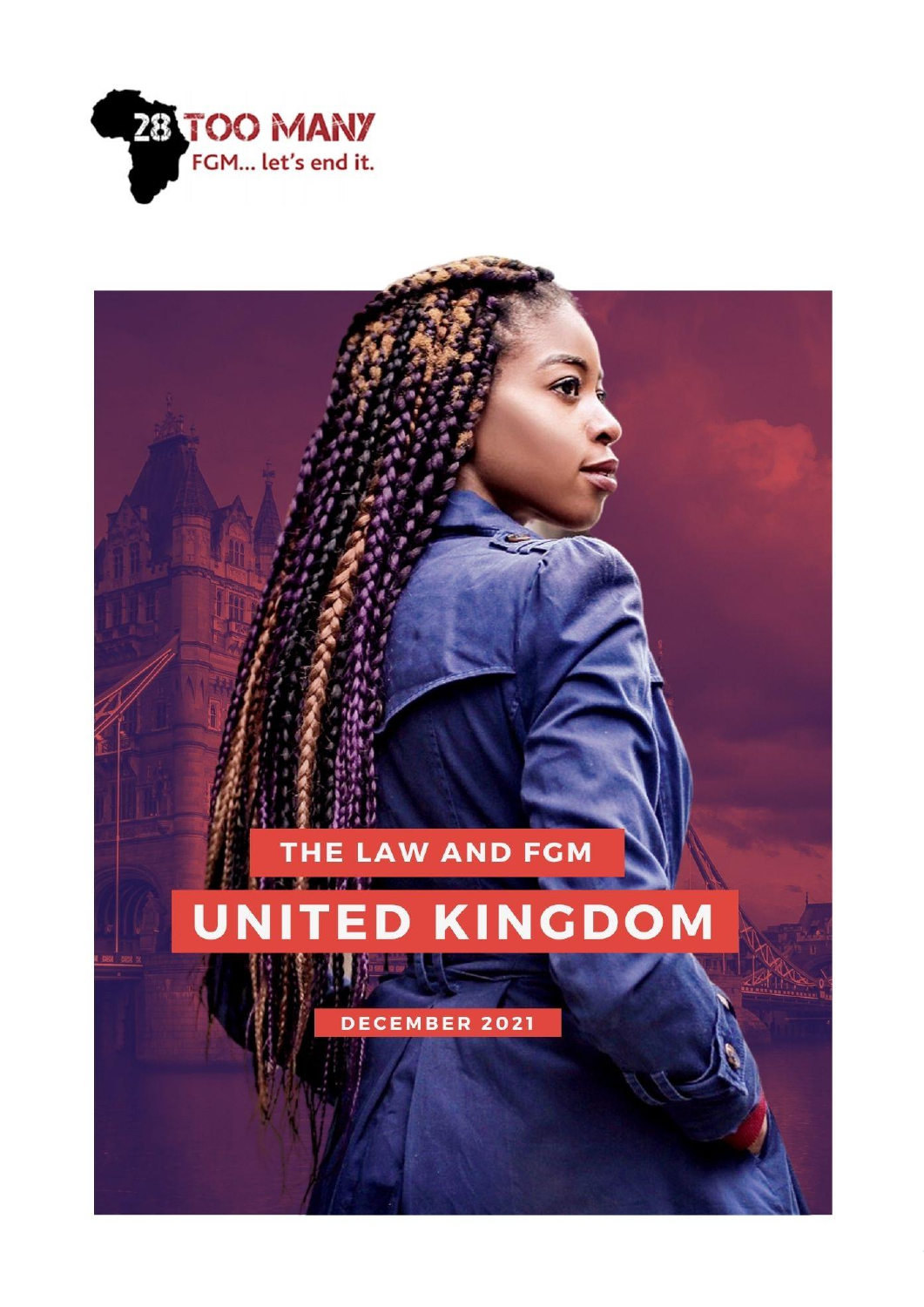28 TOO MANY

FGM... let's end it.

# THE LAW AND FGM

# UNITED KINGDOM

DECEMBER 2021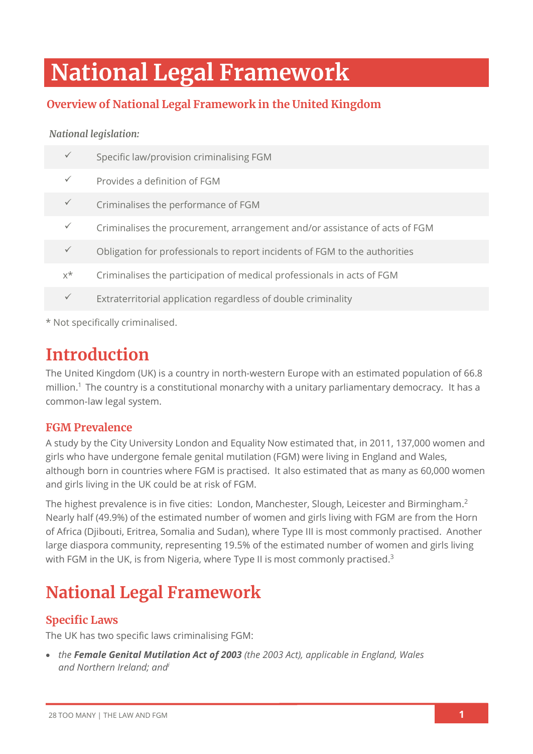# National Legal Framework

## Overview of National Legal Framework in the United Kingdom

*National legislation:*

| | |
|---|---|
| ✓ | Specific law/provision criminalising FGM |
| ✓ | Provides a definition of FGM |
| ✓ | Criminalises the performance of FGM |
| ✓ | Criminalises the procurement, arrangement and/or assistance of acts of FGM |
| ✓ | Obligation for professionals to report incidents of FGM to the authorities |
| x* | Criminalises the participation of medical professionals in acts of FGM |
| ✓ | Extraterritorial application regardless of double criminality |

* Not specifically criminalised.

# Introduction

The United Kingdom (UK) is a country in north-western Europe with an estimated population of 66.8 million.[1] The country is a constitutional monarchy with a unitary parliamentary democracy. It has a common-law legal system.

## FGM Prevalence

A study by the City University London and Equality Now estimated that, in 2011, 137,000 women and girls who have undergone female genital mutilation (FGM) were living in England and Wales, although born in countries where FGM is practised. It also estimated that as many as 60,000 women and girls living in the UK could be at risk of FGM.

The highest prevalence is in five cities: London, Manchester, Slough, Leicester and Birmingham.[2] Nearly half (49.9%) of the estimated number of women and girls living with FGM are from the Horn of Africa (Djibouti, Eritrea, Somalia and Sudan), where Type III is most commonly practised. Another large diaspora community, representing 19.5% of the estimated number of women and girls living with FGM in the UK, is from Nigeria, where Type II is most commonly practised.[3]

# National Legal Framework

## Specific Laws

The UK has two specific laws criminalising FGM:

- *the* ***Female Genital Mutilation Act of 2003*** *(the 2003 Act), applicable in England, Wales and Northern Ireland; and*[i]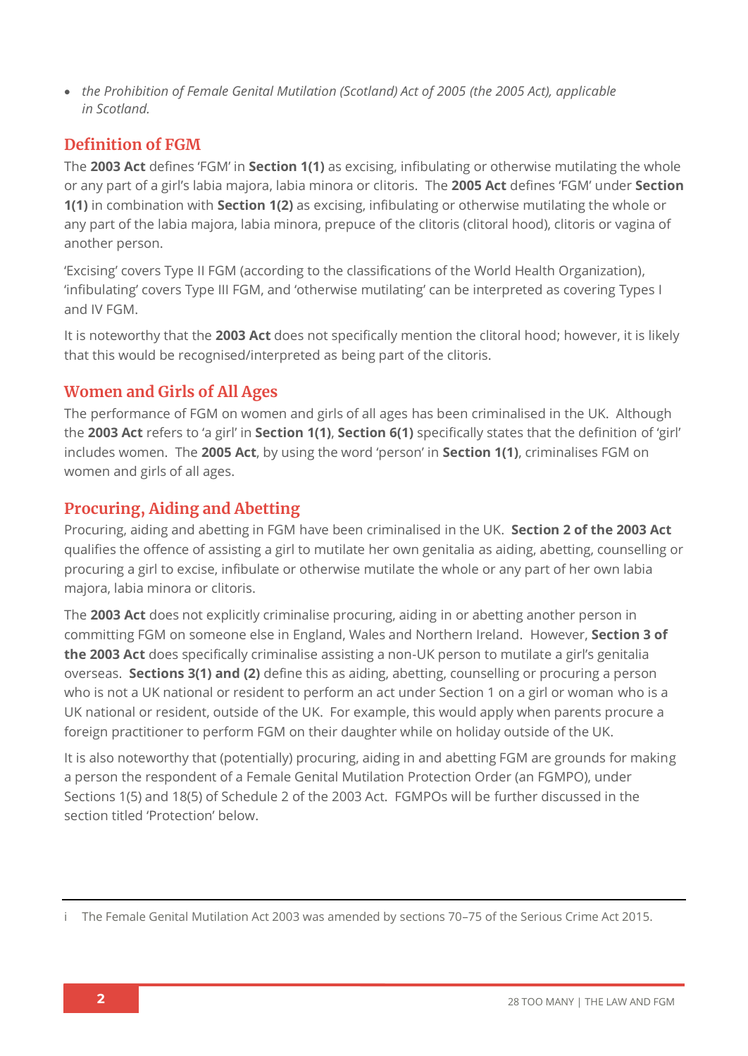- *the Prohibition of Female Genital Mutilation (Scotland) Act of 2005 (the 2005 Act), applicable in Scotland.*

## Definition of FGM

The **2003 Act** defines 'FGM' in **Section 1(1)** as excising, infibulating or otherwise mutilating the whole or any part of a girl's labia majora, labia minora or clitoris. The **2005 Act** defines 'FGM' under **Section 1(1)** in combination with **Section 1(2)** as excising, infibulating or otherwise mutilating the whole or any part of the labia majora, labia minora, prepuce of the clitoris (clitoral hood), clitoris or vagina of another person.

'Excising' covers Type II FGM (according to the classifications of the World Health Organization), 'infibulating' covers Type III FGM, and 'otherwise mutilating' can be interpreted as covering Types I and IV FGM.

It is noteworthy that the **2003 Act** does not specifically mention the clitoral hood; however, it is likely that this would be recognised/interpreted as being part of the clitoris.

## Women and Girls of All Ages

The performance of FGM on women and girls of all ages has been criminalised in the UK. Although the **2003 Act** refers to 'a girl' in **Section 1(1)**, **Section 6(1)** specifically states that the definition of 'girl' includes women. The **2005 Act**, by using the word 'person' in **Section 1(1)**, criminalises FGM on women and girls of all ages.

## Procuring, Aiding and Abetting

Procuring, aiding and abetting in FGM have been criminalised in the UK. **Section 2 of the 2003 Act** qualifies the offence of assisting a girl to mutilate her own genitalia as aiding, abetting, counselling or procuring a girl to excise, infibulate or otherwise mutilate the whole or any part of her own labia majora, labia minora or clitoris.

The **2003 Act** does not explicitly criminalise procuring, aiding in or abetting another person in committing FGM on someone else in England, Wales and Northern Ireland. However, **Section 3 of the 2003 Act** does specifically criminalise assisting a non-UK person to mutilate a girl's genitalia overseas. **Sections 3(1) and (2)** define this as aiding, abetting, counselling or procuring a person who is not a UK national or resident to perform an act under Section 1 on a girl or woman who is a UK national or resident, outside of the UK. For example, this would apply when parents procure a foreign practitioner to perform FGM on their daughter while on holiday outside of the UK.

It is also noteworthy that (potentially) procuring, aiding in and abetting FGM are grounds for making a person the respondent of a Female Genital Mutilation Protection Order (an FGMPO), under Sections 1(5) and 18(5) of Schedule 2 of the 2003 Act. FGMPOs will be further discussed in the section titled 'Protection' below.

---

i The Female Genital Mutilation Act 2003 was amended by sections 70–75 of the Serious Crime Act 2015.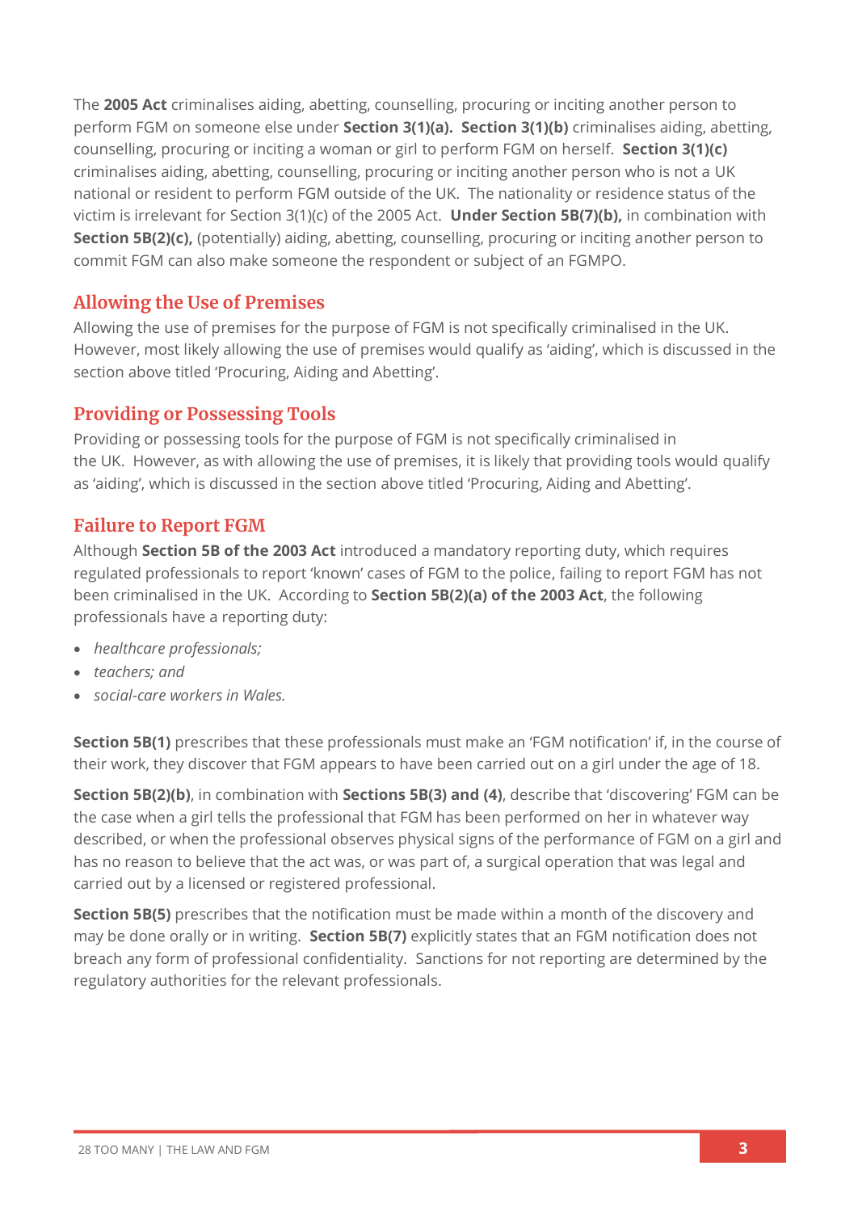The **2005 Act** criminalises aiding, abetting, counselling, procuring or inciting another person to perform FGM on someone else under **Section 3(1)(a).** **Section 3(1)(b)** criminalises aiding, abetting, counselling, procuring or inciting a woman or girl to perform FGM on herself. **Section 3(1)(c)** criminalises aiding, abetting, counselling, procuring or inciting another person who is not a UK national or resident to perform FGM outside of the UK. The nationality or residence status of the victim is irrelevant for Section 3(1)(c) of the 2005 Act. **Under Section 5B(7)(b),** in combination with **Section 5B(2)(c),** (potentially) aiding, abetting, counselling, procuring or inciting another person to commit FGM can also make someone the respondent or subject of an FGMPO.

## Allowing the Use of Premises

Allowing the use of premises for the purpose of FGM is not specifically criminalised in the UK. However, most likely allowing the use of premises would qualify as 'aiding', which is discussed in the section above titled 'Procuring, Aiding and Abetting'.

## Providing or Possessing Tools

Providing or possessing tools for the purpose of FGM is not specifically criminalised in the UK. However, as with allowing the use of premises, it is likely that providing tools would qualify as 'aiding', which is discussed in the section above titled 'Procuring, Aiding and Abetting'.

## Failure to Report FGM

Although **Section 5B of the 2003 Act** introduced a mandatory reporting duty, which requires regulated professionals to report 'known' cases of FGM to the police, failing to report FGM has not been criminalised in the UK. According to **Section 5B(2)(a) of the 2003 Act**, the following professionals have a reporting duty:

- *healthcare professionals;*
- *teachers; and*
- *social-care workers in Wales.*

**Section 5B(1)** prescribes that these professionals must make an 'FGM notification' if, in the course of their work, they discover that FGM appears to have been carried out on a girl under the age of 18.

**Section 5B(2)(b)**, in combination with **Sections 5B(3) and (4)**, describe that 'discovering' FGM can be the case when a girl tells the professional that FGM has been performed on her in whatever way described, or when the professional observes physical signs of the performance of FGM on a girl and has no reason to believe that the act was, or was part of, a surgical operation that was legal and carried out by a licensed or registered professional.

**Section 5B(5)** prescribes that the notification must be made within a month of the discovery and may be done orally or in writing. **Section 5B(7)** explicitly states that an FGM notification does not breach any form of professional confidentiality. Sanctions for not reporting are determined by the regulatory authorities for the relevant professionals.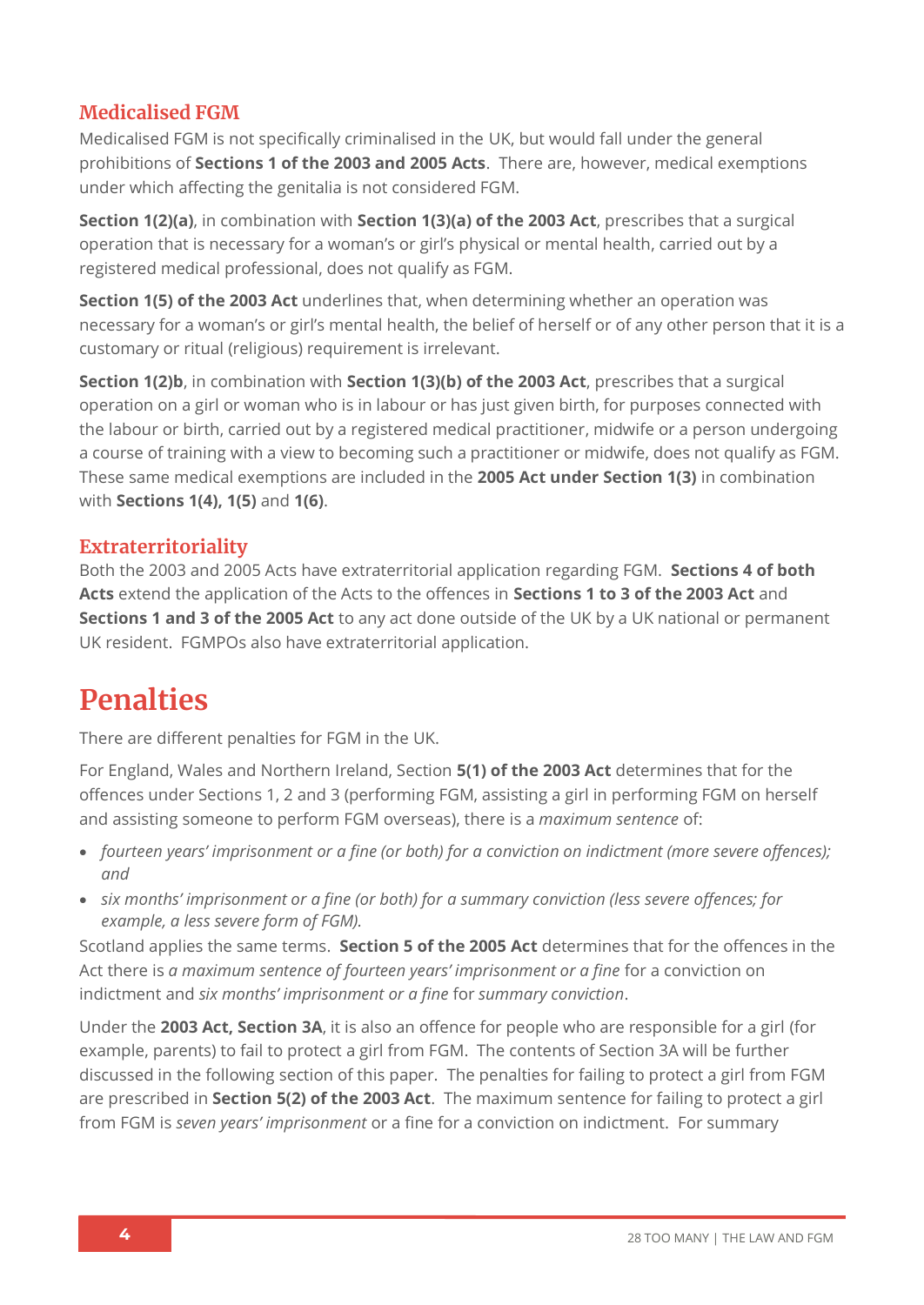### Medicalised FGM

Medicalised FGM is not specifically criminalised in the UK, but would fall under the general prohibitions of **Sections 1 of the 2003 and 2005 Acts**. There are, however, medical exemptions under which affecting the genitalia is not considered FGM.

**Section 1(2)(a)**, in combination with **Section 1(3)(a) of the 2003 Act**, prescribes that a surgical operation that is necessary for a woman's or girl's physical or mental health, carried out by a registered medical professional, does not qualify as FGM.

**Section 1(5) of the 2003 Act** underlines that, when determining whether an operation was necessary for a woman's or girl's mental health, the belief of herself or of any other person that it is a customary or ritual (religious) requirement is irrelevant.

**Section 1(2)b**, in combination with **Section 1(3)(b) of the 2003 Act**, prescribes that a surgical operation on a girl or woman who is in labour or has just given birth, for purposes connected with the labour or birth, carried out by a registered medical practitioner, midwife or a person undergoing a course of training with a view to becoming such a practitioner or midwife, does not qualify as FGM. These same medical exemptions are included in the **2005 Act under Section 1(3)** in combination with **Sections 1(4), 1(5)** and **1(6)**.

### Extraterritoriality

Both the 2003 and 2005 Acts have extraterritorial application regarding FGM. **Sections 4 of both Acts** extend the application of the Acts to the offences in **Sections 1 to 3 of the 2003 Act** and **Sections 1 and 3 of the 2005 Act** to any act done outside of the UK by a UK national or permanent UK resident. FGMPOs also have extraterritorial application.

## Penalties

There are different penalties for FGM in the UK.

For England, Wales and Northern Ireland, Section **5(1) of the 2003 Act** determines that for the offences under Sections 1, 2 and 3 (performing FGM, assisting a girl in performing FGM on herself and assisting someone to perform FGM overseas), there is a *maximum sentence* of:

- *fourteen years' imprisonment or a fine (or both) for a conviction on indictment (more severe offences); and*
- *six months' imprisonment or a fine (or both) for a summary conviction (less severe offences; for example, a less severe form of FGM).*

Scotland applies the same terms. **Section 5 of the 2005 Act** determines that for the offences in the Act there is *a maximum sentence of fourteen years' imprisonment or a fine* for a conviction on indictment and *six months' imprisonment or a fine* for *summary conviction*.

Under the **2003 Act, Section 3A**, it is also an offence for people who are responsible for a girl (for example, parents) to fail to protect a girl from FGM. The contents of Section 3A will be further discussed in the following section of this paper. The penalties for failing to protect a girl from FGM are prescribed in **Section 5(2) of the 2003 Act**. The maximum sentence for failing to protect a girl from FGM is *seven years' imprisonment* or a fine for a conviction on indictment. For summary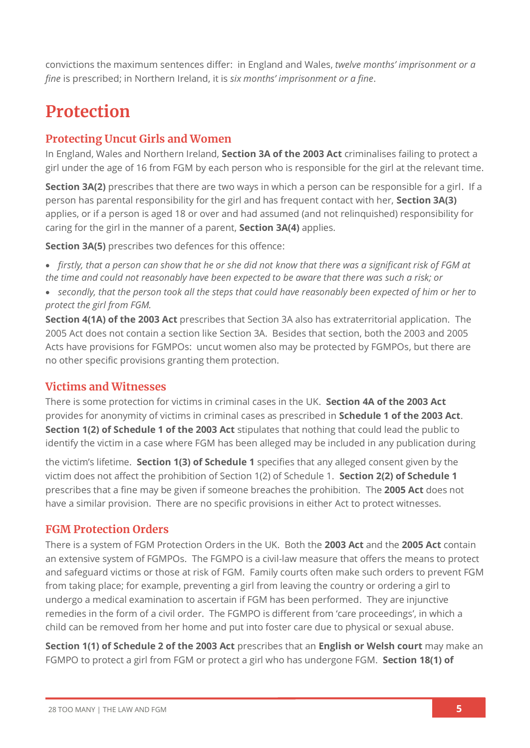convictions the maximum sentences differ: in England and Wales, *twelve months' imprisonment or a fine* is prescribed; in Northern Ireland, it is *six months' imprisonment or a fine*.

# Protection

## Protecting Uncut Girls and Women

In England, Wales and Northern Ireland, **Section 3A of the 2003 Act** criminalises failing to protect a girl under the age of 16 from FGM by each person who is responsible for the girl at the relevant time.

**Section 3A(2)** prescribes that there are two ways in which a person can be responsible for a girl. If a person has parental responsibility for the girl and has frequent contact with her, **Section 3A(3)** applies, or if a person is aged 18 or over and had assumed (and not relinquished) responsibility for caring for the girl in the manner of a parent, **Section 3A(4)** applies.

**Section 3A(5)** prescribes two defences for this offence:

- *firstly, that a person can show that he or she did not know that there was a significant risk of FGM at the time and could not reasonably have been expected to be aware that there was such a risk; or*
- *secondly, that the person took all the steps that could have reasonably been expected of him or her to protect the girl from FGM.*

**Section 4(1A) of the 2003 Act** prescribes that Section 3A also has extraterritorial application. The 2005 Act does not contain a section like Section 3A. Besides that section, both the 2003 and 2005 Acts have provisions for FGMPOs: uncut women also may be protected by FGMPOs, but there are no other specific provisions granting them protection.

## Victims and Witnesses

There is some protection for victims in criminal cases in the UK. **Section 4A of the 2003 Act** provides for anonymity of victims in criminal cases as prescribed in **Schedule 1 of the 2003 Act**. **Section 1(2) of Schedule 1 of the 2003 Act** stipulates that nothing that could lead the public to identify the victim in a case where FGM has been alleged may be included in any publication during the victim's lifetime. **Section 1(3) of Schedule 1** specifies that any alleged consent given by the victim does not affect the prohibition of Section 1(2) of Schedule 1. **Section 2(2) of Schedule 1** prescribes that a fine may be given if someone breaches the prohibition. The **2005 Act** does not have a similar provision. There are no specific provisions in either Act to protect witnesses.

## FGM Protection Orders

There is a system of FGM Protection Orders in the UK. Both the **2003 Act** and the **2005 Act** contain an extensive system of FGMPOs. The FGMPO is a civil-law measure that offers the means to protect and safeguard victims or those at risk of FGM. Family courts often make such orders to prevent FGM from taking place; for example, preventing a girl from leaving the country or ordering a girl to undergo a medical examination to ascertain if FGM has been performed. They are injunctive remedies in the form of a civil order. The FGMPO is different from 'care proceedings', in which a child can be removed from her home and put into foster care due to physical or sexual abuse.

**Section 1(1) of Schedule 2 of the 2003 Act** prescribes that an **English or Welsh court** may make an FGMPO to protect a girl from FGM or protect a girl who has undergone FGM. **Section 18(1) of**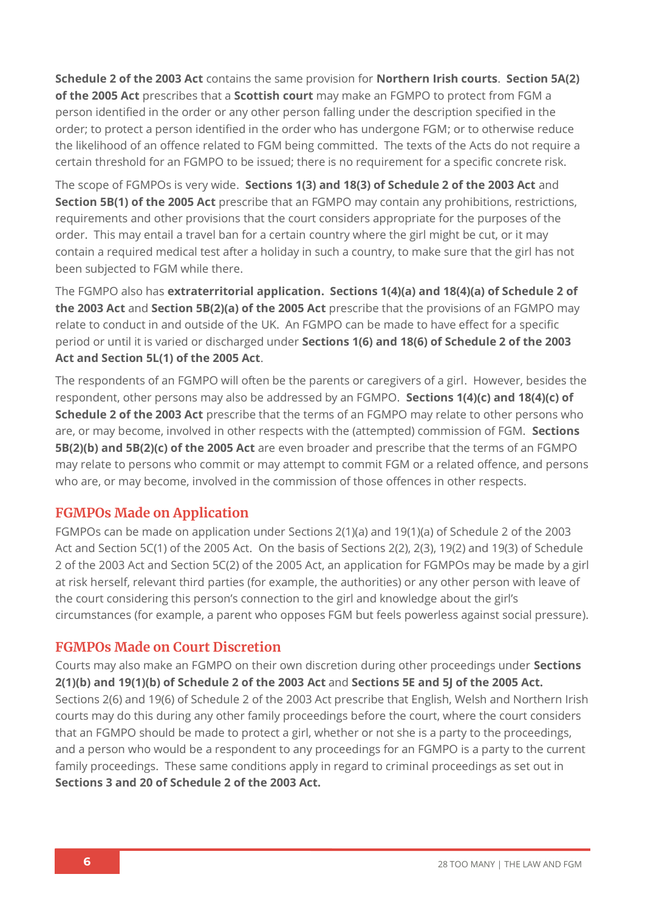**Schedule 2 of the 2003 Act** contains the same provision for **Northern Irish courts**. **Section 5A(2) of the 2005 Act** prescribes that a **Scottish court** may make an FGMPO to protect from FGM a person identified in the order or any other person falling under the description specified in the order; to protect a person identified in the order who has undergone FGM; or to otherwise reduce the likelihood of an offence related to FGM being committed. The texts of the Acts do not require a certain threshold for an FGMPO to be issued; there is no requirement for a specific concrete risk.

The scope of FGMPOs is very wide. **Sections 1(3) and 18(3) of Schedule 2 of the 2003 Act** and **Section 5B(1) of the 2005 Act** prescribe that an FGMPO may contain any prohibitions, restrictions, requirements and other provisions that the court considers appropriate for the purposes of the order. This may entail a travel ban for a certain country where the girl might be cut, or it may contain a required medical test after a holiday in such a country, to make sure that the girl has not been subjected to FGM while there.

The FGMPO also has **extraterritorial application. Sections 1(4)(a) and 18(4)(a) of Schedule 2 of the 2003 Act** and **Section 5B(2)(a) of the 2005 Act** prescribe that the provisions of an FGMPO may relate to conduct in and outside of the UK. An FGMPO can be made to have effect for a specific period or until it is varied or discharged under **Sections 1(6) and 18(6) of Schedule 2 of the 2003 Act and Section 5L(1) of the 2005 Act**.

The respondents of an FGMPO will often be the parents or caregivers of a girl. However, besides the respondent, other persons may also be addressed by an FGMPO. **Sections 1(4)(c) and 18(4)(c) of Schedule 2 of the 2003 Act** prescribe that the terms of an FGMPO may relate to other persons who are, or may become, involved in other respects with the (attempted) commission of FGM. **Sections 5B(2)(b) and 5B(2)(c) of the 2005 Act** are even broader and prescribe that the terms of an FGMPO may relate to persons who commit or may attempt to commit FGM or a related offence, and persons who are, or may become, involved in the commission of those offences in other respects.

## FGMPOs Made on Application

FGMPOs can be made on application under Sections 2(1)(a) and 19(1)(a) of Schedule 2 of the 2003 Act and Section 5C(1) of the 2005 Act. On the basis of Sections 2(2), 2(3), 19(2) and 19(3) of Schedule 2 of the 2003 Act and Section 5C(2) of the 2005 Act, an application for FGMPOs may be made by a girl at risk herself, relevant third parties (for example, the authorities) or any other person with leave of the court considering this person's connection to the girl and knowledge about the girl's circumstances (for example, a parent who opposes FGM but feels powerless against social pressure).

## FGMPOs Made on Court Discretion

Courts may also make an FGMPO on their own discretion during other proceedings under **Sections 2(1)(b) and 19(1)(b) of Schedule 2 of the 2003 Act** and **Sections 5E and 5J of the 2005 Act.** Sections 2(6) and 19(6) of Schedule 2 of the 2003 Act prescribe that English, Welsh and Northern Irish courts may do this during any other family proceedings before the court, where the court considers that an FGMPO should be made to protect a girl, whether or not she is a party to the proceedings, and a person who would be a respondent to any proceedings for an FGMPO is a party to the current family proceedings. These same conditions apply in regard to criminal proceedings as set out in **Sections 3 and 20 of Schedule 2 of the 2003 Act.**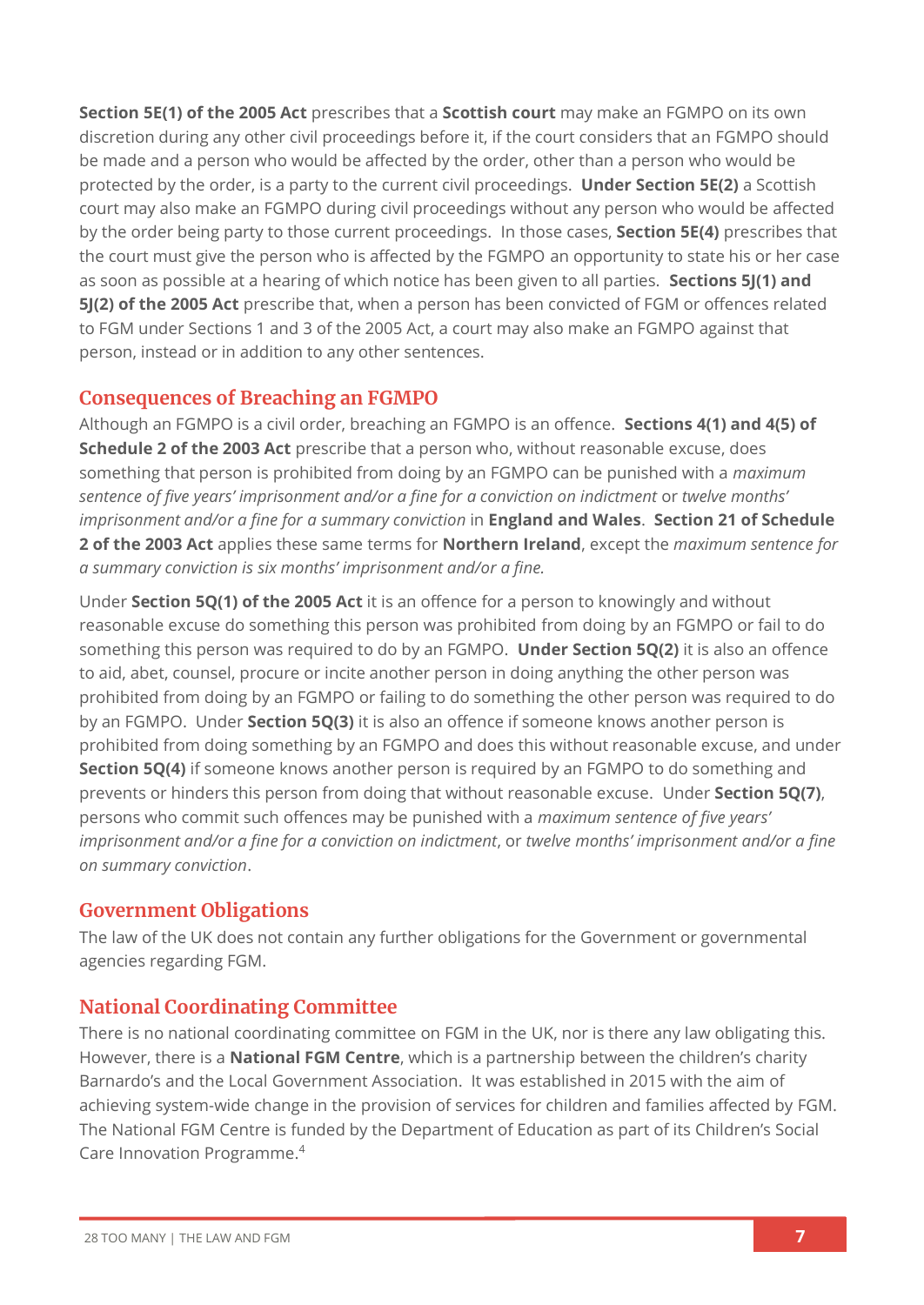**Section 5E(1) of the 2005 Act** prescribes that a **Scottish court** may make an FGMPO on its own discretion during any other civil proceedings before it, if the court considers that an FGMPO should be made and a person who would be affected by the order, other than a person who would be protected by the order, is a party to the current civil proceedings. **Under Section 5E(2)** a Scottish court may also make an FGMPO during civil proceedings without any person who would be affected by the order being party to those current proceedings. In those cases, **Section 5E(4)** prescribes that the court must give the person who is affected by the FGMPO an opportunity to state his or her case as soon as possible at a hearing of which notice has been given to all parties. **Sections 5J(1) and 5J(2) of the 2005 Act** prescribe that, when a person has been convicted of FGM or offences related to FGM under Sections 1 and 3 of the 2005 Act, a court may also make an FGMPO against that person, instead or in addition to any other sentences.

## Consequences of Breaching an FGMPO

Although an FGMPO is a civil order, breaching an FGMPO is an offence. **Sections 4(1) and 4(5) of Schedule 2 of the 2003 Act** prescribe that a person who, without reasonable excuse, does something that person is prohibited from doing by an FGMPO can be punished with a *maximum sentence of five years' imprisonment and/or a fine for a conviction on indictment* or *twelve months' imprisonment and/or a fine for a summary conviction* in **England and Wales**. **Section 21 of Schedule 2 of the 2003 Act** applies these same terms for **Northern Ireland**, except the *maximum sentence for a summary conviction is six months' imprisonment and/or a fine.*

Under **Section 5Q(1) of the 2005 Act** it is an offence for a person to knowingly and without reasonable excuse do something this person was prohibited from doing by an FGMPO or fail to do something this person was required to do by an FGMPO. **Under Section 5Q(2)** it is also an offence to aid, abet, counsel, procure or incite another person in doing anything the other person was prohibited from doing by an FGMPO or failing to do something the other person was required to do by an FGMPO. Under **Section 5Q(3)** it is also an offence if someone knows another person is prohibited from doing something by an FGMPO and does this without reasonable excuse, and under **Section 5Q(4)** if someone knows another person is required by an FGMPO to do something and prevents or hinders this person from doing that without reasonable excuse. Under **Section 5Q(7)**, persons who commit such offences may be punished with a *maximum sentence of five years' imprisonment and/or a fine for a conviction on indictment*, or *twelve months' imprisonment and/or a fine on summary conviction*.

## Government Obligations

The law of the UK does not contain any further obligations for the Government or governmental agencies regarding FGM.

## National Coordinating Committee

There is no national coordinating committee on FGM in the UK, nor is there any law obligating this. However, there is a **National FGM Centre**, which is a partnership between the children's charity Barnardo's and the Local Government Association. It was established in 2015 with the aim of achieving system-wide change in the provision of services for children and families affected by FGM. The National FGM Centre is funded by the Department of Education as part of its Children's Social Care Innovation Programme.[4]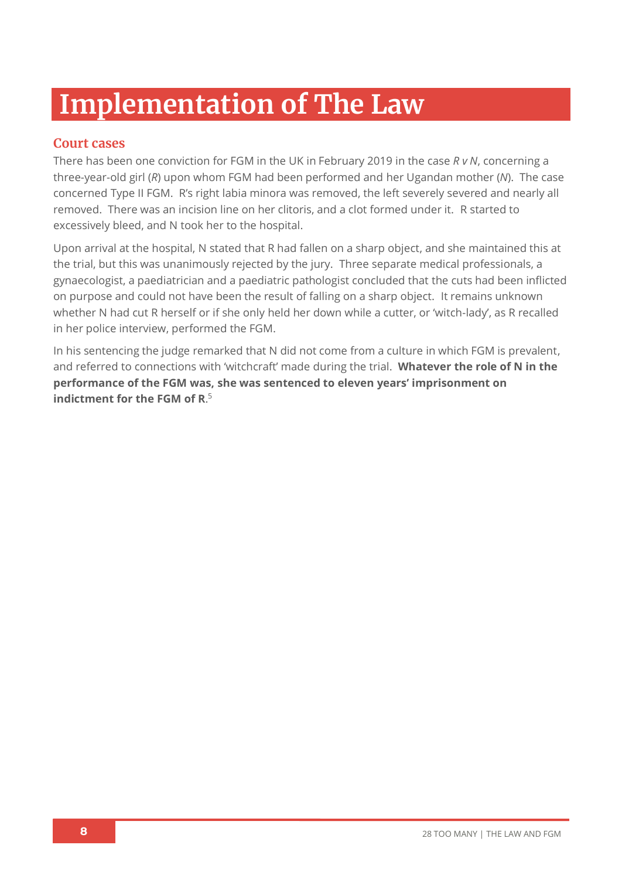# Implementation of The Law

## Court cases

There has been one conviction for FGM in the UK in February 2019 in the case *R v N*, concerning a three-year-old girl (*R*) upon whom FGM had been performed and her Ugandan mother (*N*). The case concerned Type II FGM. R's right labia minora was removed, the left severely severed and nearly all removed. There was an incision line on her clitoris, and a clot formed under it. R started to excessively bleed, and N took her to the hospital.

Upon arrival at the hospital, N stated that R had fallen on a sharp object, and she maintained this at the trial, but this was unanimously rejected by the jury. Three separate medical professionals, a gynaecologist, a paediatrician and a paediatric pathologist concluded that the cuts had been inflicted on purpose and could not have been the result of falling on a sharp object. It remains unknown whether N had cut R herself or if she only held her down while a cutter, or 'witch-lady', as R recalled in her police interview, performed the FGM.

In his sentencing the judge remarked that N did not come from a culture in which FGM is prevalent, and referred to connections with 'witchcraft' made during the trial. **Whatever the role of N in the performance of the FGM was, she was sentenced to eleven years' imprisonment on indictment for the FGM of R**.[5]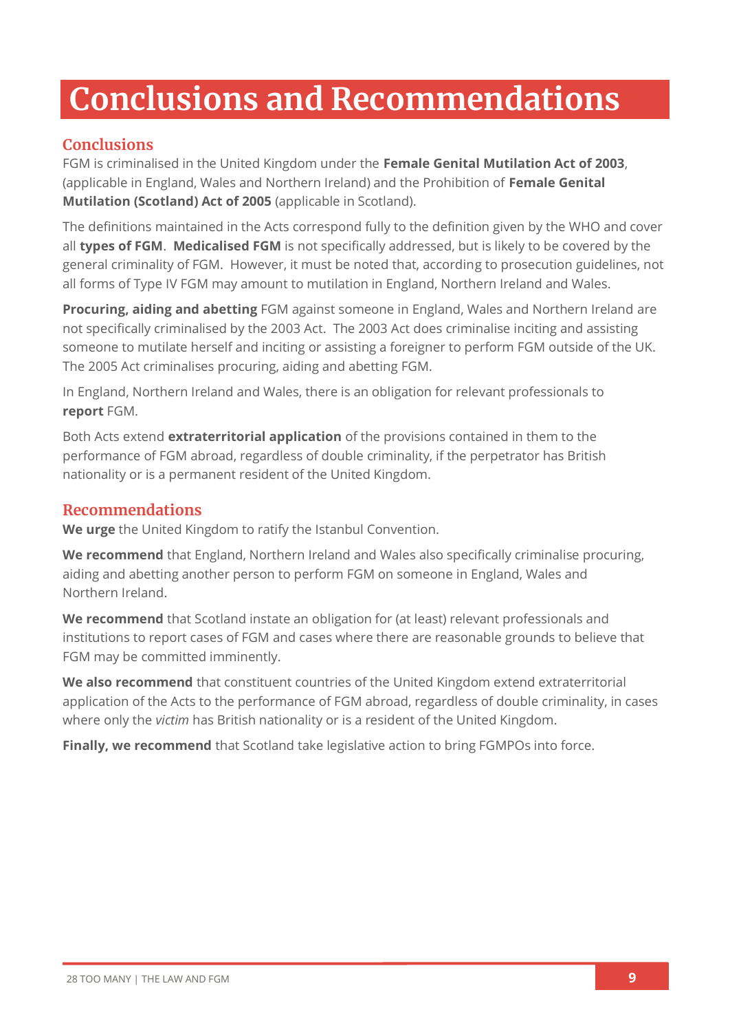# Conclusions and Recommendations

## Conclusions

FGM is criminalised in the United Kingdom under the **Female Genital Mutilation Act of 2003**, (applicable in England, Wales and Northern Ireland) and the Prohibition of **Female Genital Mutilation (Scotland) Act of 2005** (applicable in Scotland).

The definitions maintained in the Acts correspond fully to the definition given by the WHO and cover all **types of FGM**. **Medicalised FGM** is not specifically addressed, but is likely to be covered by the general criminality of FGM. However, it must be noted that, according to prosecution guidelines, not all forms of Type IV FGM may amount to mutilation in England, Northern Ireland and Wales.

**Procuring, aiding and abetting** FGM against someone in England, Wales and Northern Ireland are not specifically criminalised by the 2003 Act. The 2003 Act does criminalise inciting and assisting someone to mutilate herself and inciting or assisting a foreigner to perform FGM outside of the UK. The 2005 Act criminalises procuring, aiding and abetting FGM.

In England, Northern Ireland and Wales, there is an obligation for relevant professionals to **report** FGM.

Both Acts extend **extraterritorial application** of the provisions contained in them to the performance of FGM abroad, regardless of double criminality, if the perpetrator has British nationality or is a permanent resident of the United Kingdom.

## Recommendations

**We urge** the United Kingdom to ratify the Istanbul Convention.

**We recommend** that England, Northern Ireland and Wales also specifically criminalise procuring, aiding and abetting another person to perform FGM on someone in England, Wales and Northern Ireland.

**We recommend** that Scotland instate an obligation for (at least) relevant professionals and institutions to report cases of FGM and cases where there are reasonable grounds to believe that FGM may be committed imminently.

**We also recommend** that constituent countries of the United Kingdom extend extraterritorial application of the Acts to the performance of FGM abroad, regardless of double criminality, in cases where only the *victim* has British nationality or is a resident of the United Kingdom.

**Finally, we recommend** that Scotland take legislative action to bring FGMPOs into force.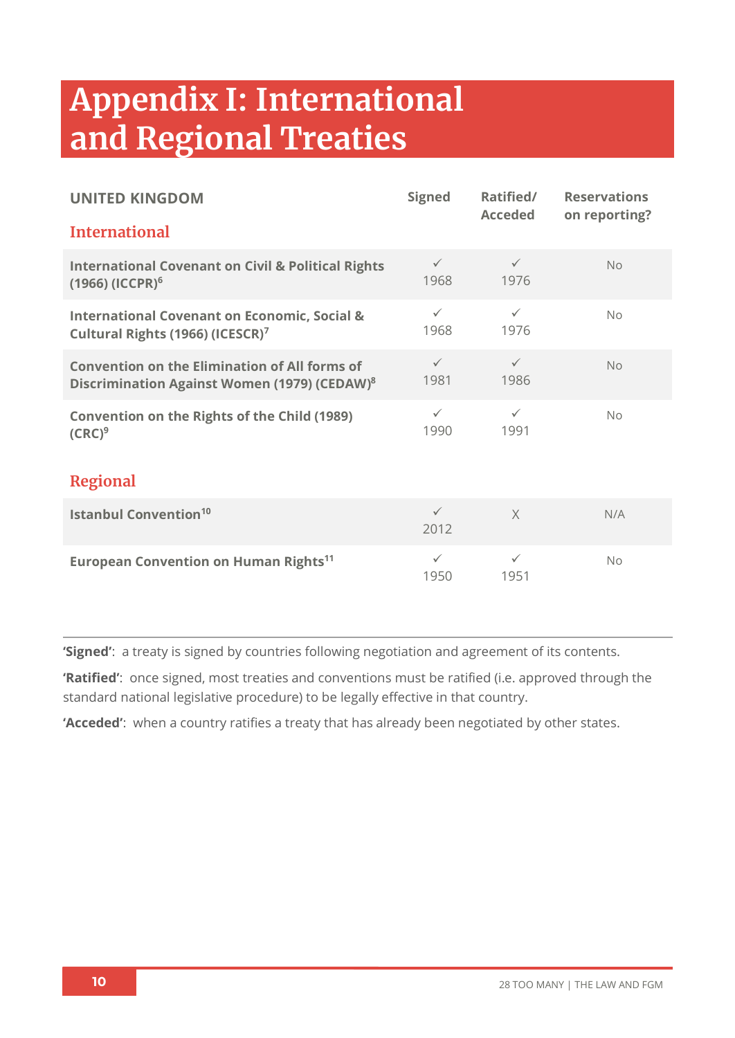# Appendix I: International and Regional Treaties

| UNITED KINGDOM | Signed | Ratified/ Acceded | Reservations on reporting? |
|---|---|---|---|
| **International** | | | |
| **International Covenant on Civil & Political Rights (1966) (ICCPR)**[6] | ✓ 1968 | ✓ 1976 | No |
| **International Covenant on Economic, Social & Cultural Rights (1966) (ICESCR)**[7] | ✓ 1968 | ✓ 1976 | No |
| **Convention on the Elimination of All forms of Discrimination Against Women (1979) (CEDAW)**[8] | ✓ 1981 | ✓ 1986 | No |
| **Convention on the Rights of the Child (1989) (CRC)**[9] | ✓ 1990 | ✓ 1991 | No |
| **Regional** | | | |
| **Istanbul Convention**[10] | ✓ 2012 | X | N/A |
| **European Convention on Human Rights**[11] | ✓ 1950 | ✓ 1951 | No |

**'Signed'**: a treaty is signed by countries following negotiation and agreement of its contents.

**'Ratified'**: once signed, most treaties and conventions must be ratified (i.e. approved through the standard national legislative procedure) to be legally effective in that country.

**'Acceded'**: when a country ratifies a treaty that has already been negotiated by other states.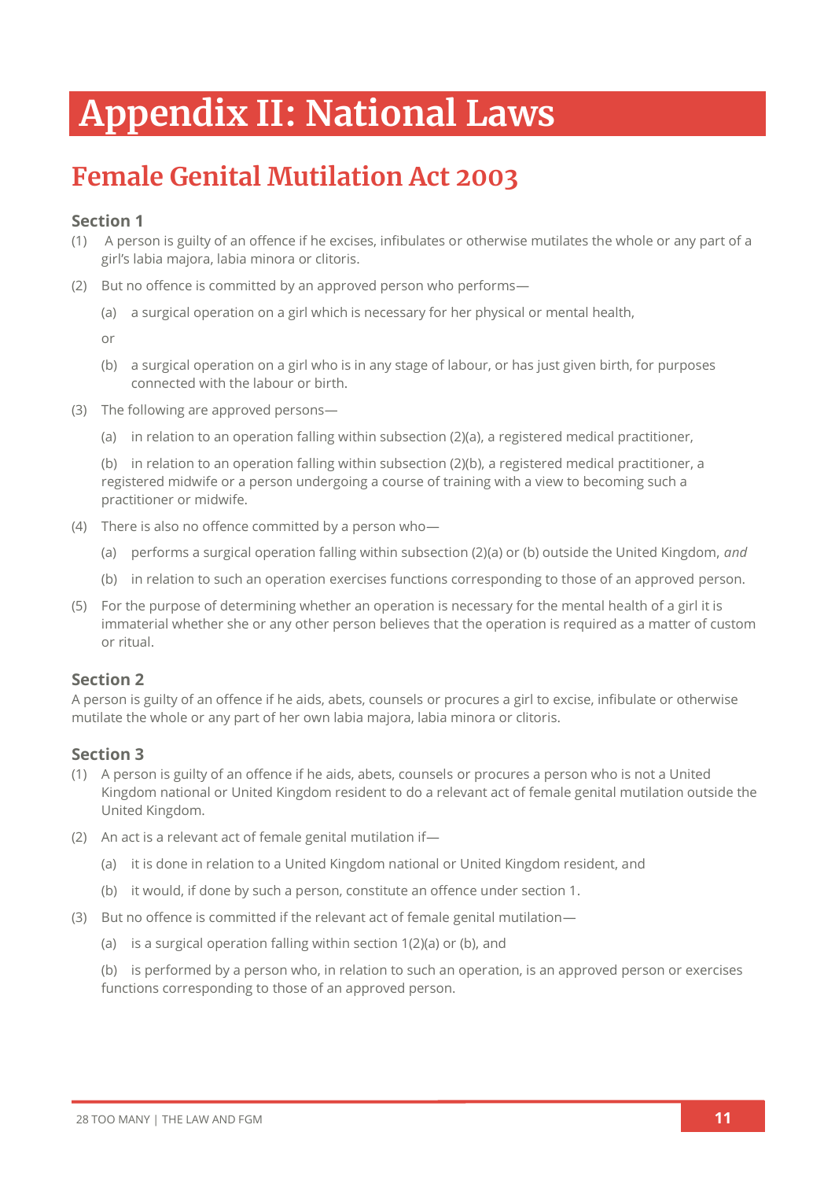# Appendix II: National Laws

## Female Genital Mutilation Act 2003

### Section 1

(1) A person is guilty of an offence if he excises, infibulates or otherwise mutilates the whole or any part of a girl's labia majora, labia minora or clitoris.

(2) But no offence is committed by an approved person who performs—

(a) a surgical operation on a girl which is necessary for her physical or mental health,

or

(b) a surgical operation on a girl who is in any stage of labour, or has just given birth, for purposes connected with the labour or birth.

(3) The following are approved persons—

(a) in relation to an operation falling within subsection (2)(a), a registered medical practitioner,

(b) in relation to an operation falling within subsection (2)(b), a registered medical practitioner, a registered midwife or a person undergoing a course of training with a view to becoming such a practitioner or midwife.

(4) There is also no offence committed by a person who—

(a) performs a surgical operation falling within subsection (2)(a) or (b) outside the United Kingdom, *and*

(b) in relation to such an operation exercises functions corresponding to those of an approved person.

(5) For the purpose of determining whether an operation is necessary for the mental health of a girl it is immaterial whether she or any other person believes that the operation is required as a matter of custom or ritual.

### Section 2

A person is guilty of an offence if he aids, abets, counsels or procures a girl to excise, infibulate or otherwise mutilate the whole or any part of her own labia majora, labia minora or clitoris.

### Section 3

(1) A person is guilty of an offence if he aids, abets, counsels or procures a person who is not a United Kingdom national or United Kingdom resident to do a relevant act of female genital mutilation outside the United Kingdom.

(2) An act is a relevant act of female genital mutilation if—

(a) it is done in relation to a United Kingdom national or United Kingdom resident, and

(b) it would, if done by such a person, constitute an offence under section 1.

(3) But no offence is committed if the relevant act of female genital mutilation—

(a) is a surgical operation falling within section 1(2)(a) or (b), and

(b) is performed by a person who, in relation to such an operation, is an approved person or exercises functions corresponding to those of an approved person.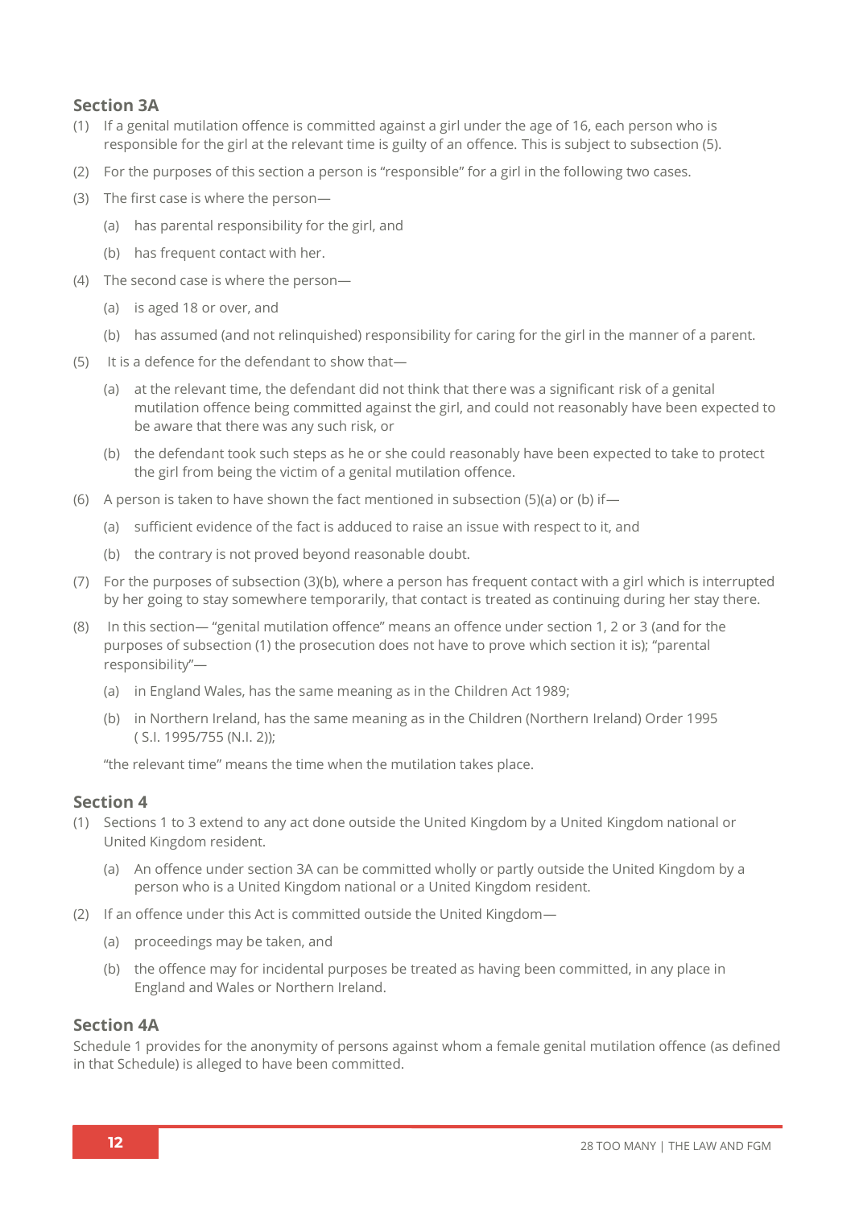## Section 3A

(1) If a genital mutilation offence is committed against a girl under the age of 16, each person who is responsible for the girl at the relevant time is guilty of an offence. This is subject to subsection (5).

(2) For the purposes of this section a person is "responsible" for a girl in the following two cases.

(3) The first case is where the person—

  (a) has parental responsibility for the girl, and

  (b) has frequent contact with her.

(4) The second case is where the person—

  (a) is aged 18 or over, and

  (b) has assumed (and not relinquished) responsibility for caring for the girl in the manner of a parent.

(5) It is a defence for the defendant to show that—

  (a) at the relevant time, the defendant did not think that there was a significant risk of a genital mutilation offence being committed against the girl, and could not reasonably have been expected to be aware that there was any such risk, or

  (b) the defendant took such steps as he or she could reasonably have been expected to take to protect the girl from being the victim of a genital mutilation offence.

(6) A person is taken to have shown the fact mentioned in subsection (5)(a) or (b) if—

  (a) sufficient evidence of the fact is adduced to raise an issue with respect to it, and

  (b) the contrary is not proved beyond reasonable doubt.

(7) For the purposes of subsection (3)(b), where a person has frequent contact with a girl which is interrupted by her going to stay somewhere temporarily, that contact is treated as continuing during her stay there.

(8) In this section— "genital mutilation offence" means an offence under section 1, 2 or 3 (and for the purposes of subsection (1) the prosecution does not have to prove which section it is); "parental responsibility"—

  (a) in England Wales, has the same meaning as in the Children Act 1989;

  (b) in Northern Ireland, has the same meaning as in the Children (Northern Ireland) Order 1995 ( S.I. 1995/755 (N.I. 2));

  "the relevant time" means the time when the mutilation takes place.

## Section 4

(1) Sections 1 to 3 extend to any act done outside the United Kingdom by a United Kingdom national or United Kingdom resident.

  (a) An offence under section 3A can be committed wholly or partly outside the United Kingdom by a person who is a United Kingdom national or a United Kingdom resident.

(2) If an offence under this Act is committed outside the United Kingdom—

  (a) proceedings may be taken, and

  (b) the offence may for incidental purposes be treated as having been committed, in any place in England and Wales or Northern Ireland.

## Section 4A

Schedule 1 provides for the anonymity of persons against whom a female genital mutilation offence (as defined in that Schedule) is alleged to have been committed.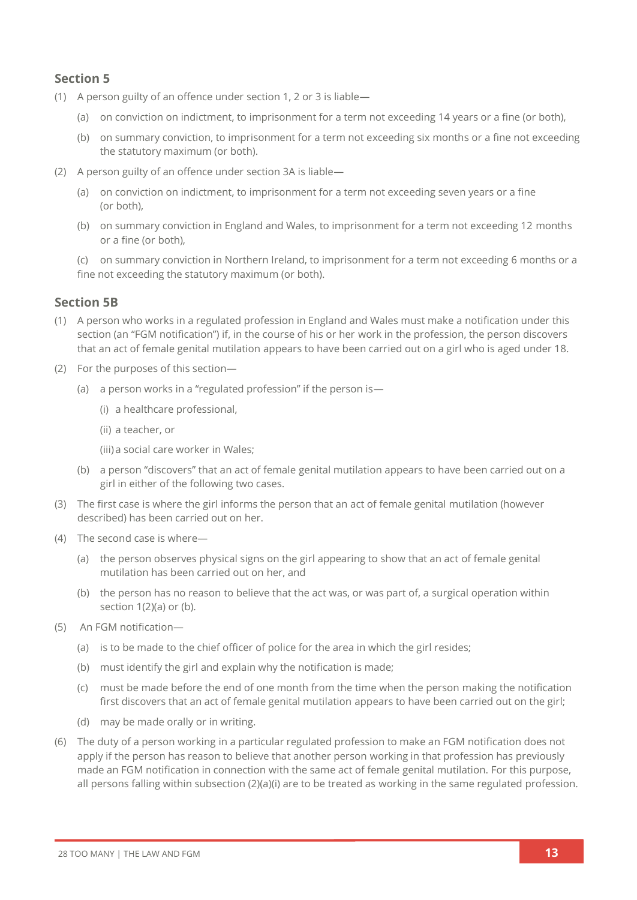## Section 5

(1) A person guilty of an offence under section 1, 2 or 3 is liable—

(a) on conviction on indictment, to imprisonment for a term not exceeding 14 years or a fine (or both),

(b) on summary conviction, to imprisonment for a term not exceeding six months or a fine not exceeding the statutory maximum (or both).

(2) A person guilty of an offence under section 3A is liable—

(a) on conviction on indictment, to imprisonment for a term not exceeding seven years or a fine (or both),

(b) on summary conviction in England and Wales, to imprisonment for a term not exceeding 12 months or a fine (or both),

(c) on summary conviction in Northern Ireland, to imprisonment for a term not exceeding 6 months or a fine not exceeding the statutory maximum (or both).

## Section 5B

(1) A person who works in a regulated profession in England and Wales must make a notification under this section (an "FGM notification") if, in the course of his or her work in the profession, the person discovers that an act of female genital mutilation appears to have been carried out on a girl who is aged under 18.

(2) For the purposes of this section—

(a) a person works in a "regulated profession" if the person is—

(i) a healthcare professional,

(ii) a teacher, or

(iii) a social care worker in Wales;

(b) a person "discovers" that an act of female genital mutilation appears to have been carried out on a girl in either of the following two cases.

(3) The first case is where the girl informs the person that an act of female genital mutilation (however described) has been carried out on her.

(4) The second case is where—

(a) the person observes physical signs on the girl appearing to show that an act of female genital mutilation has been carried out on her, and

(b) the person has no reason to believe that the act was, or was part of, a surgical operation within section 1(2)(a) or (b).

(5) An FGM notification—

(a) is to be made to the chief officer of police for the area in which the girl resides;

(b) must identify the girl and explain why the notification is made;

(c) must be made before the end of one month from the time when the person making the notification first discovers that an act of female genital mutilation appears to have been carried out on the girl;

(d) may be made orally or in writing.

(6) The duty of a person working in a particular regulated profession to make an FGM notification does not apply if the person has reason to believe that another person working in that profession has previously made an FGM notification in connection with the same act of female genital mutilation. For this purpose, all persons falling within subsection (2)(a)(i) are to be treated as working in the same regulated profession.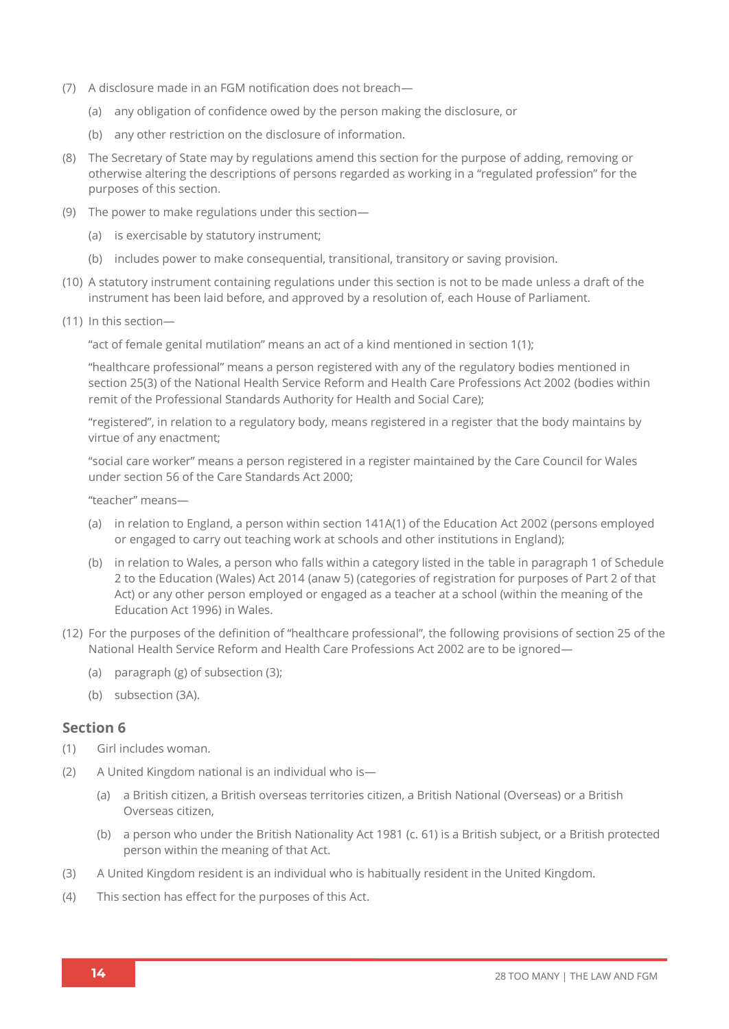(7) A disclosure made in an FGM notification does not breach—

(a) any obligation of confidence owed by the person making the disclosure, or

(b) any other restriction on the disclosure of information.

(8) The Secretary of State may by regulations amend this section for the purpose of adding, removing or otherwise altering the descriptions of persons regarded as working in a "regulated profession" for the purposes of this section.

(9) The power to make regulations under this section—

(a) is exercisable by statutory instrument;

(b) includes power to make consequential, transitional, transitory or saving provision.

(10) A statutory instrument containing regulations under this section is not to be made unless a draft of the instrument has been laid before, and approved by a resolution of, each House of Parliament.

(11) In this section—

"act of female genital mutilation" means an act of a kind mentioned in section 1(1);

"healthcare professional" means a person registered with any of the regulatory bodies mentioned in section 25(3) of the National Health Service Reform and Health Care Professions Act 2002 (bodies within remit of the Professional Standards Authority for Health and Social Care);

"registered", in relation to a regulatory body, means registered in a register that the body maintains by virtue of any enactment;

"social care worker" means a person registered in a register maintained by the Care Council for Wales under section 56 of the Care Standards Act 2000;

"teacher" means—

(a) in relation to England, a person within section 141A(1) of the Education Act 2002 (persons employed or engaged to carry out teaching work at schools and other institutions in England);

(b) in relation to Wales, a person who falls within a category listed in the table in paragraph 1 of Schedule 2 to the Education (Wales) Act 2014 (anaw 5) (categories of registration for purposes of Part 2 of that Act) or any other person employed or engaged as a teacher at a school (within the meaning of the Education Act 1996) in Wales.

(12) For the purposes of the definition of "healthcare professional", the following provisions of section 25 of the National Health Service Reform and Health Care Professions Act 2002 are to be ignored—

(a) paragraph (g) of subsection (3);

(b) subsection (3A).

### Section 6

(1) Girl includes woman.

(2) A United Kingdom national is an individual who is—

(a) a British citizen, a British overseas territories citizen, a British National (Overseas) or a British Overseas citizen,

(b) a person who under the British Nationality Act 1981 (c. 61) is a British subject, or a British protected person within the meaning of that Act.

(3) A United Kingdom resident is an individual who is habitually resident in the United Kingdom.

(4) This section has effect for the purposes of this Act.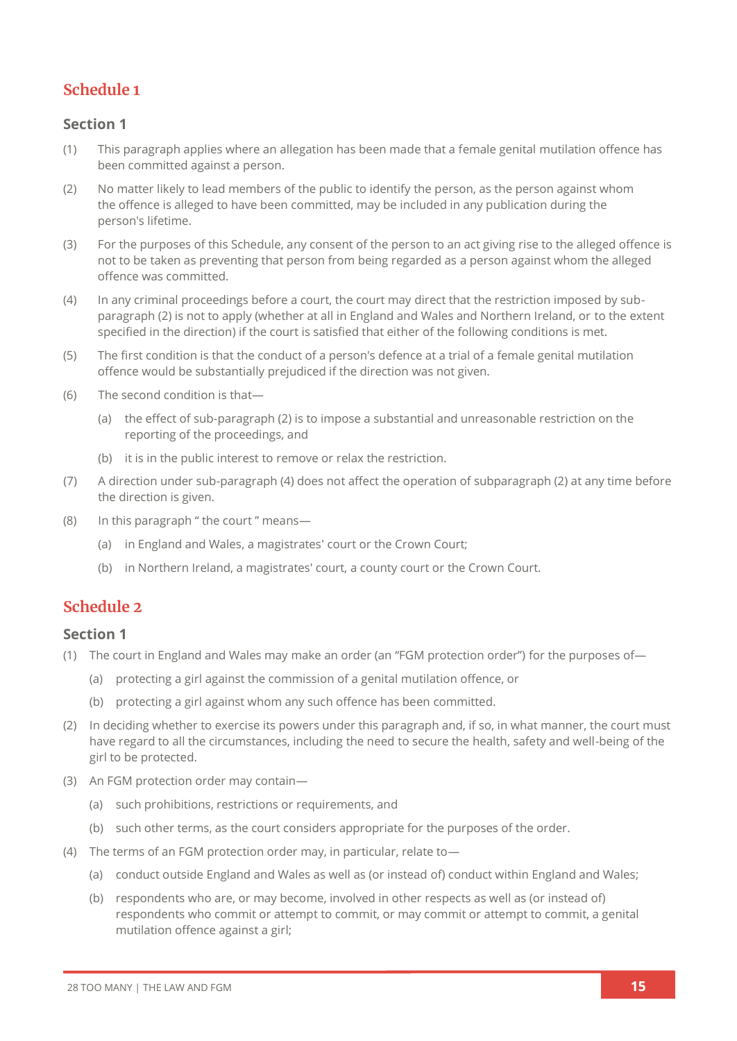# Schedule 1

## Section 1

(1) This paragraph applies where an allegation has been made that a female genital mutilation offence has been committed against a person.

(2) No matter likely to lead members of the public to identify the person, as the person against whom the offence is alleged to have been committed, may be included in any publication during the person's lifetime.

(3) For the purposes of this Schedule, any consent of the person to an act giving rise to the alleged offence is not to be taken as preventing that person from being regarded as a person against whom the alleged offence was committed.

(4) In any criminal proceedings before a court, the court may direct that the restriction imposed by sub-paragraph (2) is not to apply (whether at all in England and Wales and Northern Ireland, or to the extent specified in the direction) if the court is satisfied that either of the following conditions is met.

(5) The first condition is that the conduct of a person's defence at a trial of a female genital mutilation offence would be substantially prejudiced if the direction was not given.

(6) The second condition is that—

- (a) the effect of sub-paragraph (2) is to impose a substantial and unreasonable restriction on the reporting of the proceedings, and
- (b) it is in the public interest to remove or relax the restriction.

(7) A direction under sub-paragraph (4) does not affect the operation of subparagraph (2) at any time before the direction is given.

(8) In this paragraph " the court " means—

- (a) in England and Wales, a magistrates' court or the Crown Court;
- (b) in Northern Ireland, a magistrates' court, a county court or the Crown Court.

# Schedule 2

## Section 1

(1) The court in England and Wales may make an order (an "FGM protection order") for the purposes of—

- (a) protecting a girl against the commission of a genital mutilation offence, or
- (b) protecting a girl against whom any such offence has been committed.

(2) In deciding whether to exercise its powers under this paragraph and, if so, in what manner, the court must have regard to all the circumstances, including the need to secure the health, safety and well-being of the girl to be protected.

(3) An FGM protection order may contain—

- (a) such prohibitions, restrictions or requirements, and
- (b) such other terms, as the court considers appropriate for the purposes of the order.

(4) The terms of an FGM protection order may, in particular, relate to—

- (a) conduct outside England and Wales as well as (or instead of) conduct within England and Wales;
- (b) respondents who are, or may become, involved in other respects as well as (or instead of) respondents who commit or attempt to commit, or may commit or attempt to commit, a genital mutilation offence against a girl;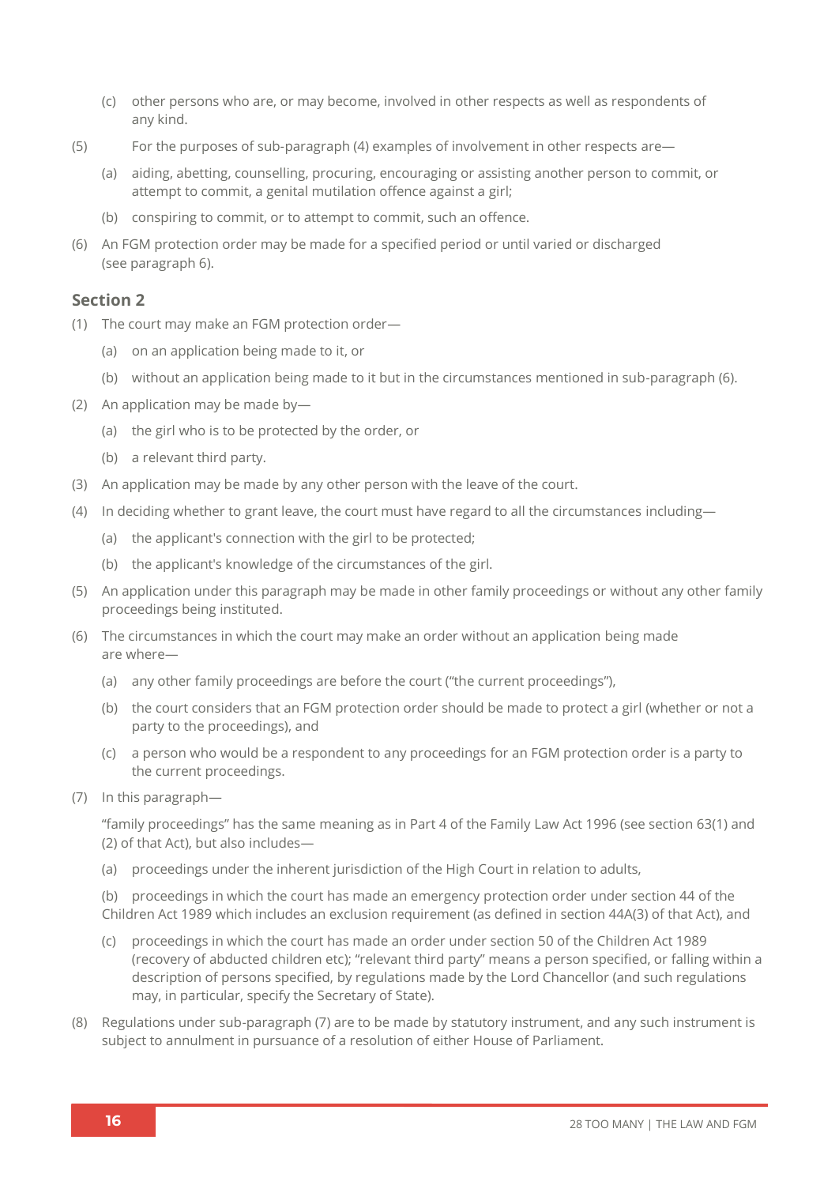(c) other persons who are, or may become, involved in other respects as well as respondents of any kind.

(5) For the purposes of sub-paragraph (4) examples of involvement in other respects are—

(a) aiding, abetting, counselling, procuring, encouraging or assisting another person to commit, or attempt to commit, a genital mutilation offence against a girl;

(b) conspiring to commit, or to attempt to commit, such an offence.

(6) An FGM protection order may be made for a specified period or until varied or discharged (see paragraph 6).

## Section 2

(1) The court may make an FGM protection order—

(a) on an application being made to it, or

(b) without an application being made to it but in the circumstances mentioned in sub-paragraph (6).

(2) An application may be made by—

(a) the girl who is to be protected by the order, or

(b) a relevant third party.

(3) An application may be made by any other person with the leave of the court.

(4) In deciding whether to grant leave, the court must have regard to all the circumstances including—

(a) the applicant's connection with the girl to be protected;

(b) the applicant's knowledge of the circumstances of the girl.

(5) An application under this paragraph may be made in other family proceedings or without any other family proceedings being instituted.

(6) The circumstances in which the court may make an order without an application being made are where—

(a) any other family proceedings are before the court ("the current proceedings"),

(b) the court considers that an FGM protection order should be made to protect a girl (whether or not a party to the proceedings), and

(c) a person who would be a respondent to any proceedings for an FGM protection order is a party to the current proceedings.

(7) In this paragraph—

"family proceedings" has the same meaning as in Part 4 of the Family Law Act 1996 (see section 63(1) and (2) of that Act), but also includes—

(a) proceedings under the inherent jurisdiction of the High Court in relation to adults,

(b) proceedings in which the court has made an emergency protection order under section 44 of the Children Act 1989 which includes an exclusion requirement (as defined in section 44A(3) of that Act), and

(c) proceedings in which the court has made an order under section 50 of the Children Act 1989 (recovery of abducted children etc); "relevant third party" means a person specified, or falling within a description of persons specified, by regulations made by the Lord Chancellor (and such regulations may, in particular, specify the Secretary of State).

(8) Regulations under sub-paragraph (7) are to be made by statutory instrument, and any such instrument is subject to annulment in pursuance of a resolution of either House of Parliament.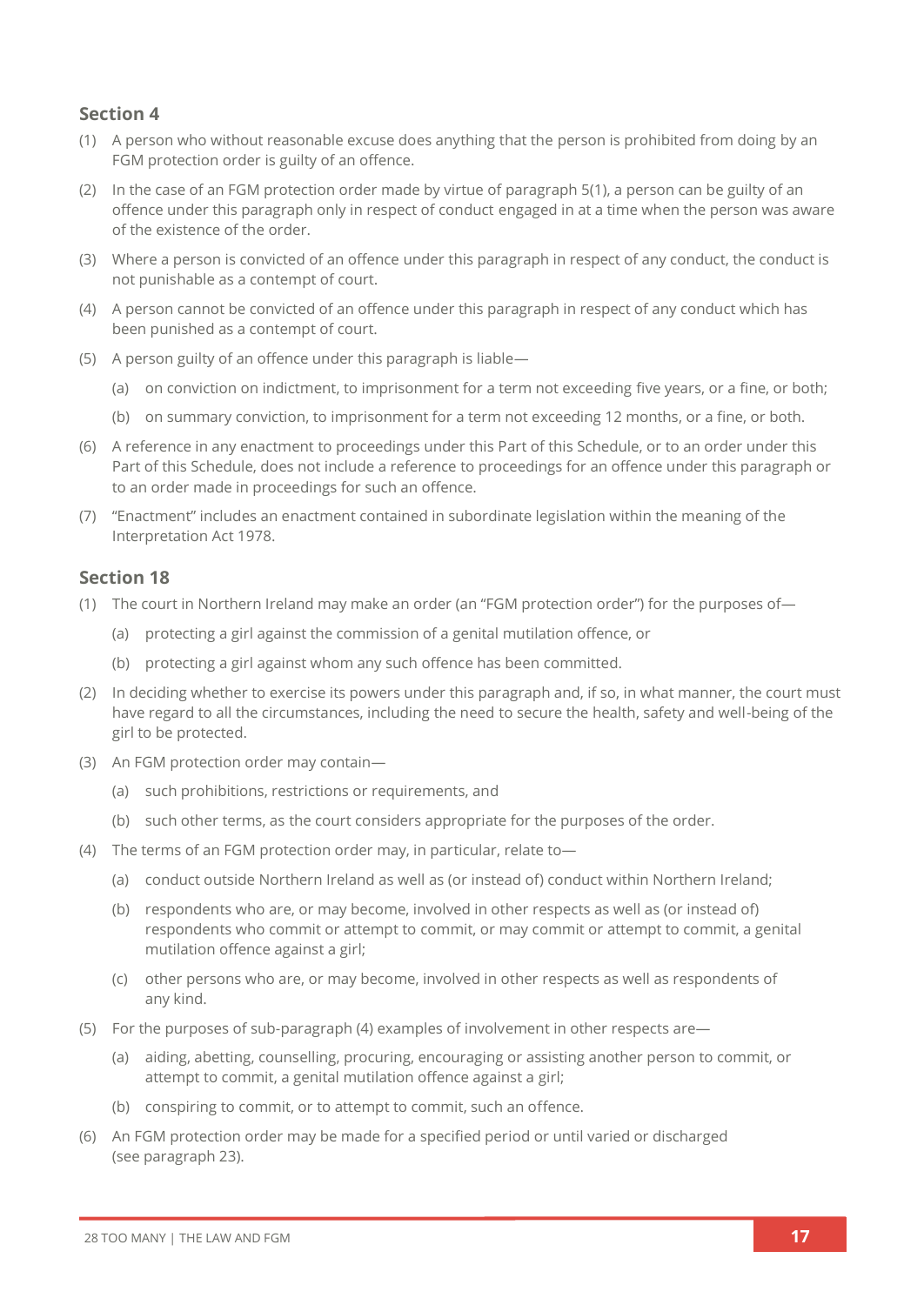## Section 4

(1) A person who without reasonable excuse does anything that the person is prohibited from doing by an FGM protection order is guilty of an offence.

(2) In the case of an FGM protection order made by virtue of paragraph 5(1), a person can be guilty of an offence under this paragraph only in respect of conduct engaged in at a time when the person was aware of the existence of the order.

(3) Where a person is convicted of an offence under this paragraph in respect of any conduct, the conduct is not punishable as a contempt of court.

(4) A person cannot be convicted of an offence under this paragraph in respect of any conduct which has been punished as a contempt of court.

(5) A person guilty of an offence under this paragraph is liable—

  (a) on conviction on indictment, to imprisonment for a term not exceeding five years, or a fine, or both;

  (b) on summary conviction, to imprisonment for a term not exceeding 12 months, or a fine, or both.

(6) A reference in any enactment to proceedings under this Part of this Schedule, or to an order under this Part of this Schedule, does not include a reference to proceedings for an offence under this paragraph or to an order made in proceedings for such an offence.

(7) "Enactment" includes an enactment contained in subordinate legislation within the meaning of the Interpretation Act 1978.

## Section 18

(1) The court in Northern Ireland may make an order (an "FGM protection order") for the purposes of—

  (a) protecting a girl against the commission of a genital mutilation offence, or

  (b) protecting a girl against whom any such offence has been committed.

(2) In deciding whether to exercise its powers under this paragraph and, if so, in what manner, the court must have regard to all the circumstances, including the need to secure the health, safety and well-being of the girl to be protected.

(3) An FGM protection order may contain—

  (a) such prohibitions, restrictions or requirements, and

  (b) such other terms, as the court considers appropriate for the purposes of the order.

(4) The terms of an FGM protection order may, in particular, relate to—

  (a) conduct outside Northern Ireland as well as (or instead of) conduct within Northern Ireland;

  (b) respondents who are, or may become, involved in other respects as well as (or instead of) respondents who commit or attempt to commit, or may commit or attempt to commit, a genital mutilation offence against a girl;

  (c) other persons who are, or may become, involved in other respects as well as respondents of any kind.

(5) For the purposes of sub-paragraph (4) examples of involvement in other respects are—

  (a) aiding, abetting, counselling, procuring, encouraging or assisting another person to commit, or attempt to commit, a genital mutilation offence against a girl;

  (b) conspiring to commit, or to attempt to commit, such an offence.

(6) An FGM protection order may be made for a specified period or until varied or discharged (see paragraph 23).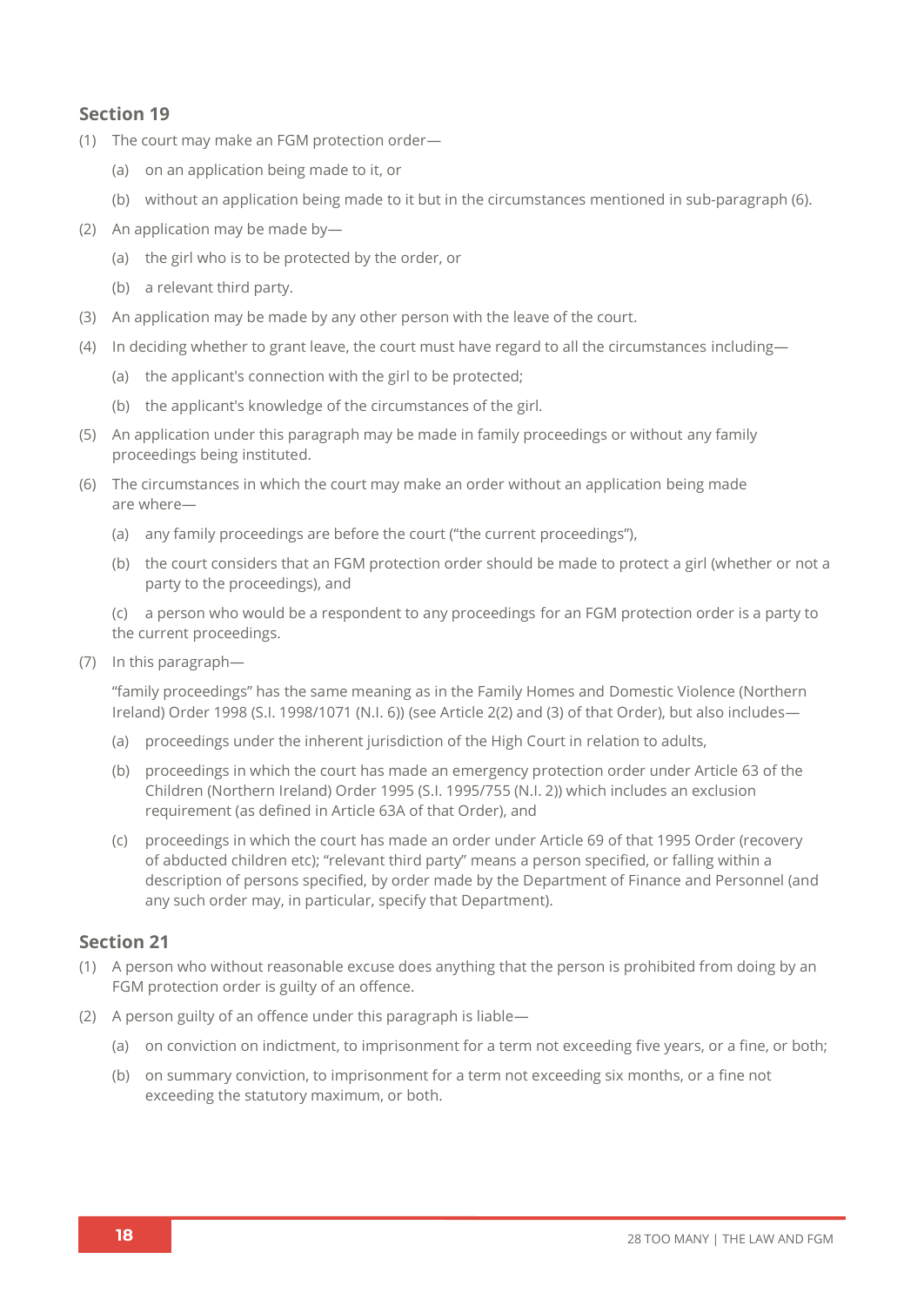## Section 19

(1) The court may make an FGM protection order—

   (a) on an application being made to it, or

   (b) without an application being made to it but in the circumstances mentioned in sub-paragraph (6).

(2) An application may be made by—

   (a) the girl who is to be protected by the order, or

   (b) a relevant third party.

(3) An application may be made by any other person with the leave of the court.

(4) In deciding whether to grant leave, the court must have regard to all the circumstances including—

   (a) the applicant's connection with the girl to be protected;

   (b) the applicant's knowledge of the circumstances of the girl.

(5) An application under this paragraph may be made in family proceedings or without any family proceedings being instituted.

(6) The circumstances in which the court may make an order without an application being made are where—

   (a) any family proceedings are before the court ("the current proceedings"),

   (b) the court considers that an FGM protection order should be made to protect a girl (whether or not a party to the proceedings), and

   (c) a person who would be a respondent to any proceedings for an FGM protection order is a party to the current proceedings.

(7) In this paragraph—

   "family proceedings" has the same meaning as in the Family Homes and Domestic Violence (Northern Ireland) Order 1998 (S.I. 1998/1071 (N.I. 6)) (see Article 2(2) and (3) of that Order), but also includes—

   (a) proceedings under the inherent jurisdiction of the High Court in relation to adults,

   (b) proceedings in which the court has made an emergency protection order under Article 63 of the Children (Northern Ireland) Order 1995 (S.I. 1995/755 (N.I. 2)) which includes an exclusion requirement (as defined in Article 63A of that Order), and

   (c) proceedings in which the court has made an order under Article 69 of that 1995 Order (recovery of abducted children etc); "relevant third party" means a person specified, or falling within a description of persons specified, by order made by the Department of Finance and Personnel (and any such order may, in particular, specify that Department).

## Section 21

(1) A person who without reasonable excuse does anything that the person is prohibited from doing by an FGM protection order is guilty of an offence.

(2) A person guilty of an offence under this paragraph is liable—

   (a) on conviction on indictment, to imprisonment for a term not exceeding five years, or a fine, or both;

   (b) on summary conviction, to imprisonment for a term not exceeding six months, or a fine not exceeding the statutory maximum, or both.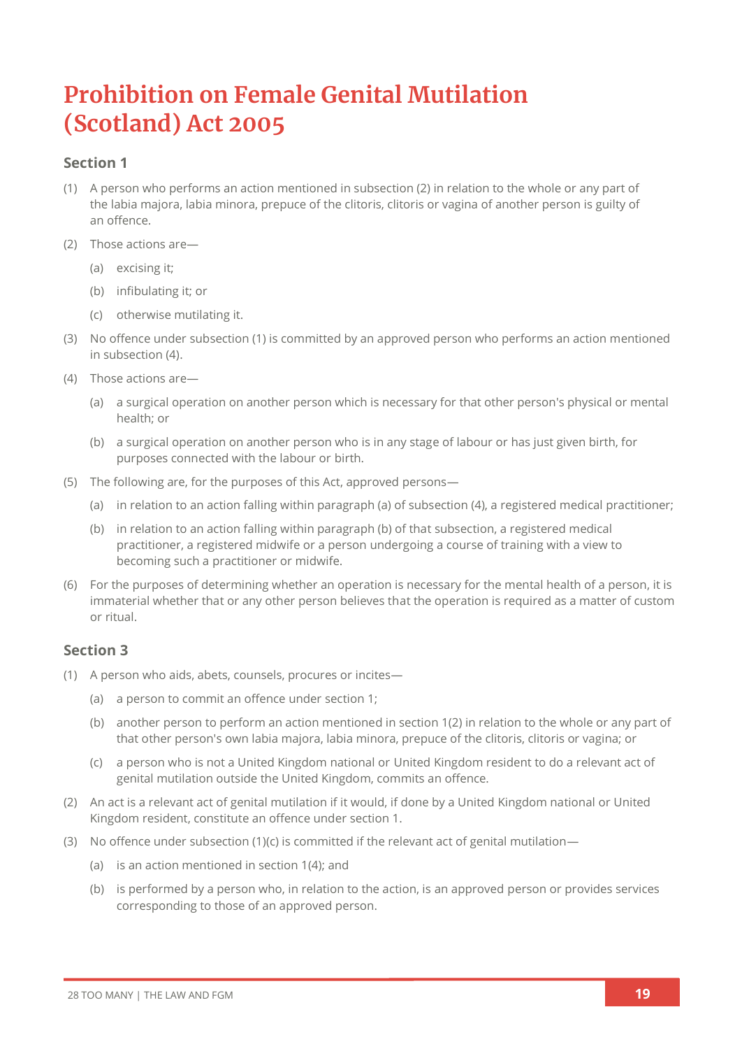# Prohibition on Female Genital Mutilation (Scotland) Act 2005

## Section 1

(1) A person who performs an action mentioned in subsection (2) in relation to the whole or any part of the labia majora, labia minora, prepuce of the clitoris, clitoris or vagina of another person is guilty of an offence.

(2) Those actions are—

- (a) excising it;
- (b) infibulating it; or
- (c) otherwise mutilating it.

(3) No offence under subsection (1) is committed by an approved person who performs an action mentioned in subsection (4).

(4) Those actions are—

- (a) a surgical operation on another person which is necessary for that other person's physical or mental health; or
- (b) a surgical operation on another person who is in any stage of labour or has just given birth, for purposes connected with the labour or birth.

(5) The following are, for the purposes of this Act, approved persons—

- (a) in relation to an action falling within paragraph (a) of subsection (4), a registered medical practitioner;
- (b) in relation to an action falling within paragraph (b) of that subsection, a registered medical practitioner, a registered midwife or a person undergoing a course of training with a view to becoming such a practitioner or midwife.

(6) For the purposes of determining whether an operation is necessary for the mental health of a person, it is immaterial whether that or any other person believes that the operation is required as a matter of custom or ritual.

## Section 3

(1) A person who aids, abets, counsels, procures or incites—

- (a) a person to commit an offence under section 1;
- (b) another person to perform an action mentioned in section 1(2) in relation to the whole or any part of that other person's own labia majora, labia minora, prepuce of the clitoris, clitoris or vagina; or
- (c) a person who is not a United Kingdom national or United Kingdom resident to do a relevant act of genital mutilation outside the United Kingdom, commits an offence.

(2) An act is a relevant act of genital mutilation if it would, if done by a United Kingdom national or United Kingdom resident, constitute an offence under section 1.

(3) No offence under subsection (1)(c) is committed if the relevant act of genital mutilation—

- (a) is an action mentioned in section 1(4); and
- (b) is performed by a person who, in relation to the action, is an approved person or provides services corresponding to those of an approved person.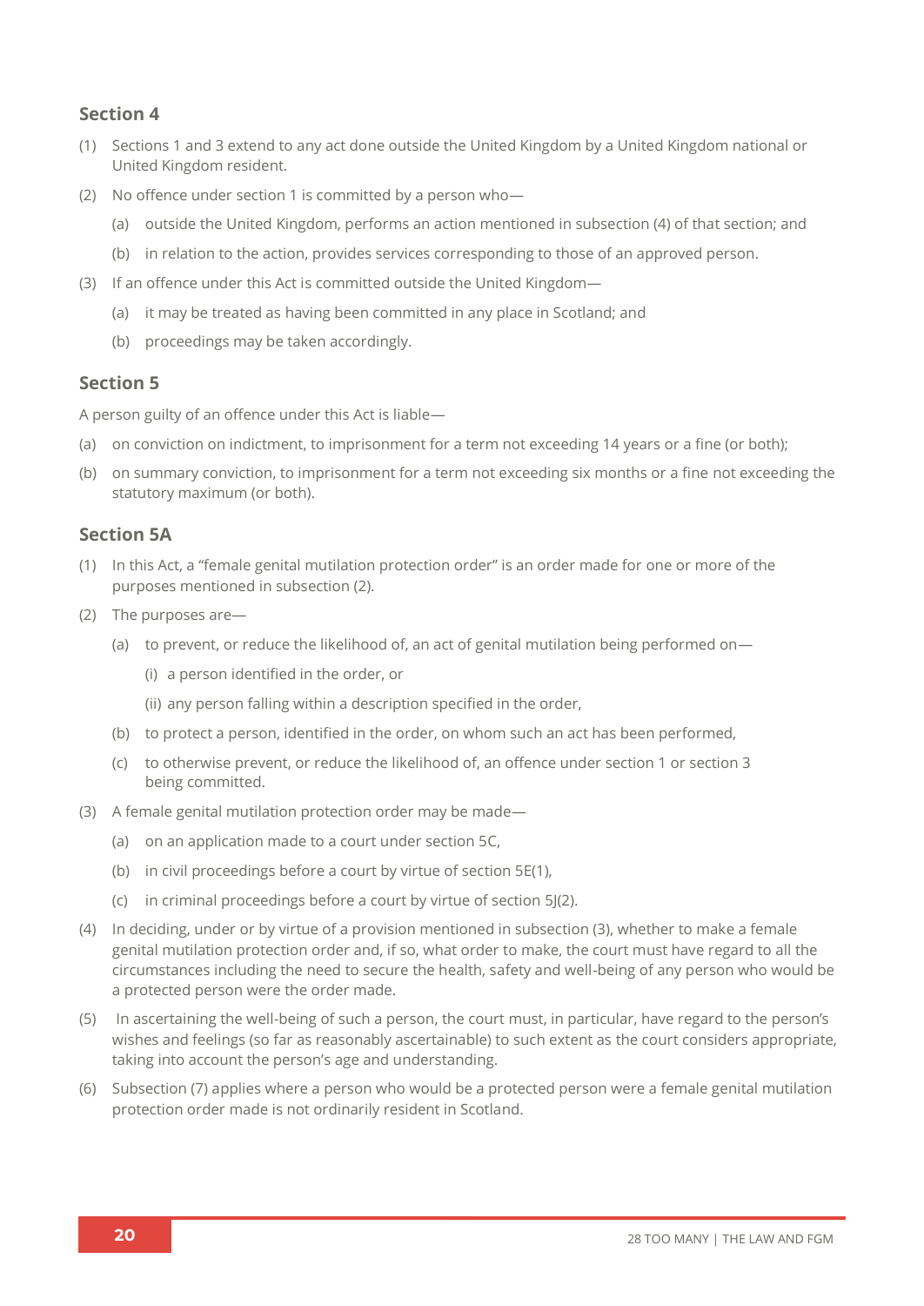### Section 4

(1) Sections 1 and 3 extend to any act done outside the United Kingdom by a United Kingdom national or United Kingdom resident.

(2) No offence under section 1 is committed by a person who—

  (a) outside the United Kingdom, performs an action mentioned in subsection (4) of that section; and

  (b) in relation to the action, provides services corresponding to those of an approved person.

(3) If an offence under this Act is committed outside the United Kingdom—

  (a) it may be treated as having been committed in any place in Scotland; and

  (b) proceedings may be taken accordingly.

### Section 5

A person guilty of an offence under this Act is liable—

(a) on conviction on indictment, to imprisonment for a term not exceeding 14 years or a fine (or both);

(b) on summary conviction, to imprisonment for a term not exceeding six months or a fine not exceeding the statutory maximum (or both).

### Section 5A

(1) In this Act, a "female genital mutilation protection order" is an order made for one or more of the purposes mentioned in subsection (2).

(2) The purposes are—

  (a) to prevent, or reduce the likelihood of, an act of genital mutilation being performed on—

    (i) a person identified in the order, or

    (ii) any person falling within a description specified in the order,

  (b) to protect a person, identified in the order, on whom such an act has been performed,

  (c) to otherwise prevent, or reduce the likelihood of, an offence under section 1 or section 3 being committed.

(3) A female genital mutilation protection order may be made—

  (a) on an application made to a court under section 5C,

  (b) in civil proceedings before a court by virtue of section 5E(1),

  (c) in criminal proceedings before a court by virtue of section 5J(2).

(4) In deciding, under or by virtue of a provision mentioned in subsection (3), whether to make a female genital mutilation protection order and, if so, what order to make, the court must have regard to all the circumstances including the need to secure the health, safety and well-being of any person who would be a protected person were the order made.

(5) In ascertaining the well-being of such a person, the court must, in particular, have regard to the person's wishes and feelings (so far as reasonably ascertainable) to such extent as the court considers appropriate, taking into account the person's age and understanding.

(6) Subsection (7) applies where a person who would be a protected person were a female genital mutilation protection order made is not ordinarily resident in Scotland.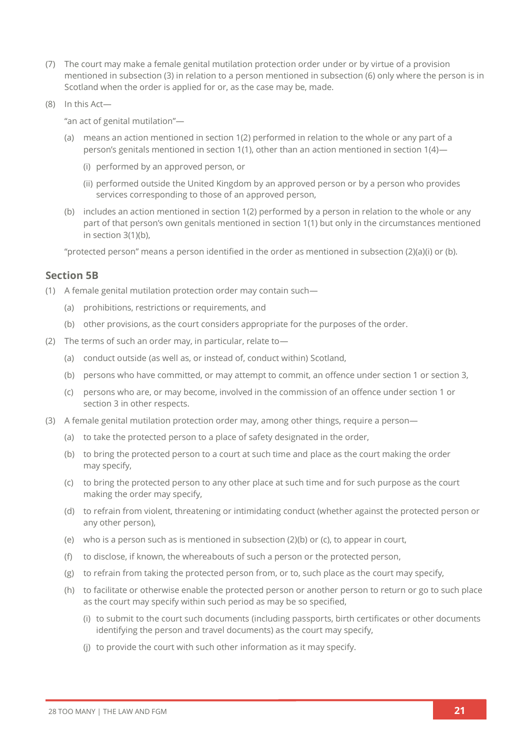(7) The court may make a female genital mutilation protection order under or by virtue of a provision mentioned in subsection (3) in relation to a person mentioned in subsection (6) only where the person is in Scotland when the order is applied for or, as the case may be, made.

(8) In this Act—

"an act of genital mutilation"—

(a) means an action mentioned in section 1(2) performed in relation to the whole or any part of a person's genitals mentioned in section 1(1), other than an action mentioned in section 1(4)—

(i) performed by an approved person, or

(ii) performed outside the United Kingdom by an approved person or by a person who provides services corresponding to those of an approved person,

(b) includes an action mentioned in section 1(2) performed by a person in relation to the whole or any part of that person's own genitals mentioned in section 1(1) but only in the circumstances mentioned in section 3(1)(b),

"protected person" means a person identified in the order as mentioned in subsection (2)(a)(i) or (b).

### Section 5B

(1) A female genital mutilation protection order may contain such—

(a) prohibitions, restrictions or requirements, and

(b) other provisions, as the court considers appropriate for the purposes of the order.

(2) The terms of such an order may, in particular, relate to—

(a) conduct outside (as well as, or instead of, conduct within) Scotland,

(b) persons who have committed, or may attempt to commit, an offence under section 1 or section 3,

(c) persons who are, or may become, involved in the commission of an offence under section 1 or section 3 in other respects.

(3) A female genital mutilation protection order may, among other things, require a person—

(a) to take the protected person to a place of safety designated in the order,

(b) to bring the protected person to a court at such time and place as the court making the order may specify,

(c) to bring the protected person to any other place at such time and for such purpose as the court making the order may specify,

(d) to refrain from violent, threatening or intimidating conduct (whether against the protected person or any other person),

(e) who is a person such as is mentioned in subsection (2)(b) or (c), to appear in court,

(f) to disclose, if known, the whereabouts of such a person or the protected person,

(g) to refrain from taking the protected person from, or to, such place as the court may specify,

(h) to facilitate or otherwise enable the protected person or another person to return or go to such place as the court may specify within such period as may be so specified,

(i) to submit to the court such documents (including passports, birth certificates or other documents identifying the person and travel documents) as the court may specify,

(j) to provide the court with such other information as it may specify.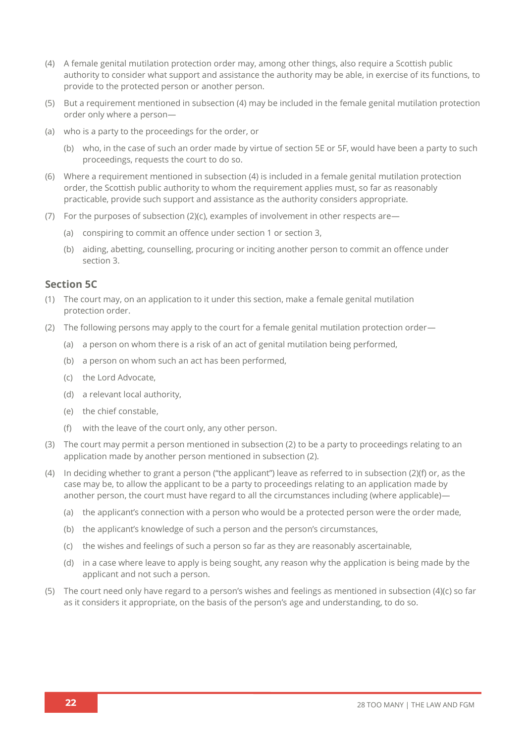(4) A female genital mutilation protection order may, among other things, also require a Scottish public authority to consider what support and assistance the authority may be able, in exercise of its functions, to provide to the protected person or another person.

(5) But a requirement mentioned in subsection (4) may be included in the female genital mutilation protection order only where a person—

(a) who is a party to the proceedings for the order, or

(b) who, in the case of such an order made by virtue of section 5E or 5F, would have been a party to such proceedings, requests the court to do so.

(6) Where a requirement mentioned in subsection (4) is included in a female genital mutilation protection order, the Scottish public authority to whom the requirement applies must, so far as reasonably practicable, provide such support and assistance as the authority considers appropriate.

(7) For the purposes of subsection (2)(c), examples of involvement in other respects are—

(a) conspiring to commit an offence under section 1 or section 3,

(b) aiding, abetting, counselling, procuring or inciting another person to commit an offence under section 3.

## Section 5C

(1) The court may, on an application to it under this section, make a female genital mutilation protection order.

(2) The following persons may apply to the court for a female genital mutilation protection order—

(a) a person on whom there is a risk of an act of genital mutilation being performed,

(b) a person on whom such an act has been performed,

(c) the Lord Advocate,

(d) a relevant local authority,

(e) the chief constable,

(f) with the leave of the court only, any other person.

(3) The court may permit a person mentioned in subsection (2) to be a party to proceedings relating to an application made by another person mentioned in subsection (2).

(4) In deciding whether to grant a person ("the applicant") leave as referred to in subsection (2)(f) or, as the case may be, to allow the applicant to be a party to proceedings relating to an application made by another person, the court must have regard to all the circumstances including (where applicable)—

(a) the applicant's connection with a person who would be a protected person were the order made,

(b) the applicant's knowledge of such a person and the person's circumstances,

(c) the wishes and feelings of such a person so far as they are reasonably ascertainable,

(d) in a case where leave to apply is being sought, any reason why the application is being made by the applicant and not such a person.

(5) The court need only have regard to a person's wishes and feelings as mentioned in subsection (4)(c) so far as it considers it appropriate, on the basis of the person's age and understanding, to do so.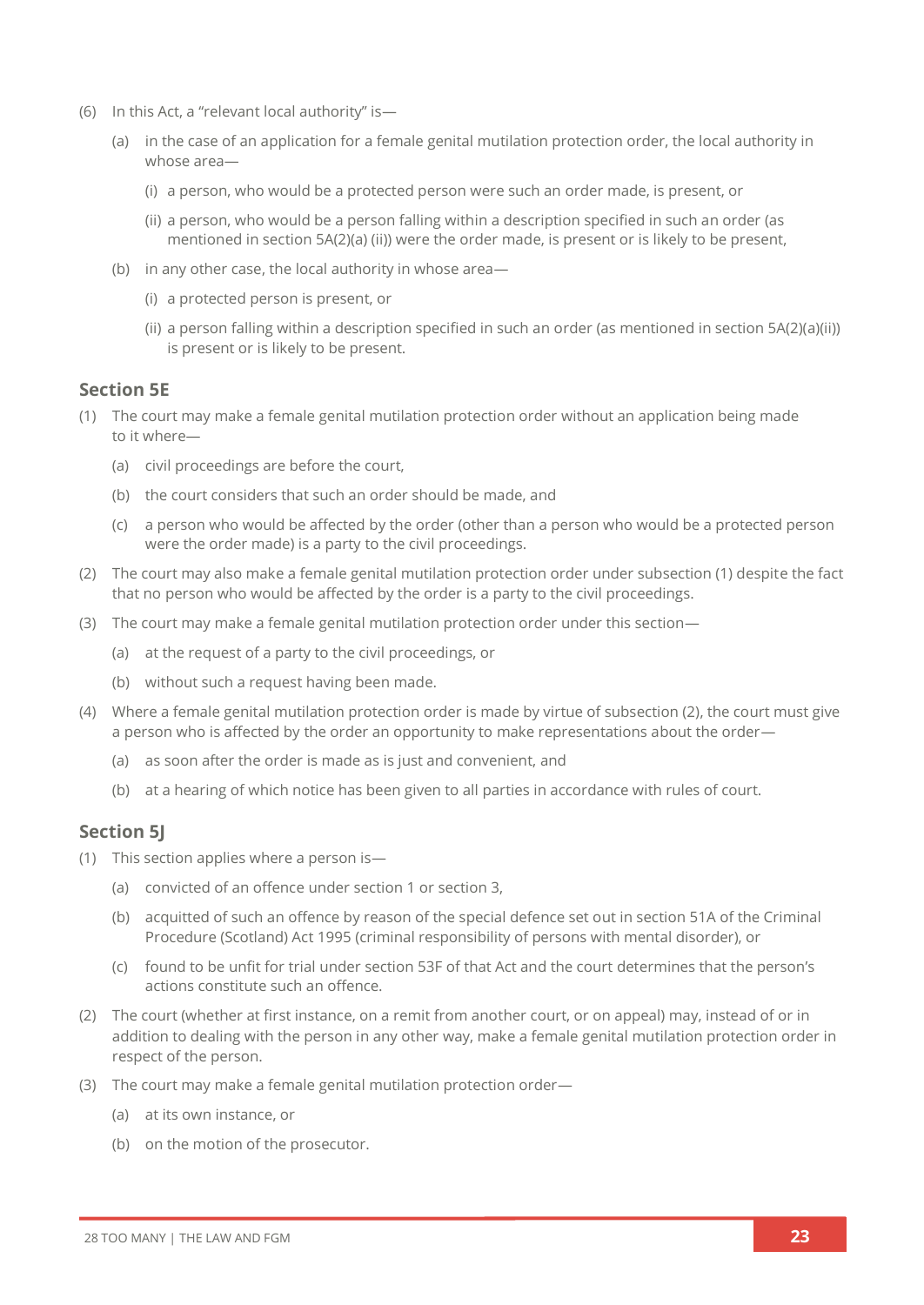(6) In this Act, a "relevant local authority" is—

(a) in the case of an application for a female genital mutilation protection order, the local authority in whose area—

(i) a person, who would be a protected person were such an order made, is present, or

(ii) a person, who would be a person falling within a description specified in such an order (as mentioned in section 5A(2)(a) (ii)) were the order made, is present or is likely to be present,

(b) in any other case, the local authority in whose area—

(i) a protected person is present, or

(ii) a person falling within a description specified in such an order (as mentioned in section 5A(2)(a)(ii)) is present or is likely to be present.

### Section 5E

(1) The court may make a female genital mutilation protection order without an application being made to it where—

(a) civil proceedings are before the court,

(b) the court considers that such an order should be made, and

(c) a person who would be affected by the order (other than a person who would be a protected person were the order made) is a party to the civil proceedings.

(2) The court may also make a female genital mutilation protection order under subsection (1) despite the fact that no person who would be affected by the order is a party to the civil proceedings.

(3) The court may make a female genital mutilation protection order under this section—

(a) at the request of a party to the civil proceedings, or

(b) without such a request having been made.

(4) Where a female genital mutilation protection order is made by virtue of subsection (2), the court must give a person who is affected by the order an opportunity to make representations about the order—

(a) as soon after the order is made as is just and convenient, and

(b) at a hearing of which notice has been given to all parties in accordance with rules of court.

### Section 5J

(1) This section applies where a person is—

(a) convicted of an offence under section 1 or section 3,

(b) acquitted of such an offence by reason of the special defence set out in section 51A of the Criminal Procedure (Scotland) Act 1995 (criminal responsibility of persons with mental disorder), or

(c) found to be unfit for trial under section 53F of that Act and the court determines that the person's actions constitute such an offence.

(2) The court (whether at first instance, on a remit from another court, or on appeal) may, instead of or in addition to dealing with the person in any other way, make a female genital mutilation protection order in respect of the person.

(3) The court may make a female genital mutilation protection order—

(a) at its own instance, or

(b) on the motion of the prosecutor.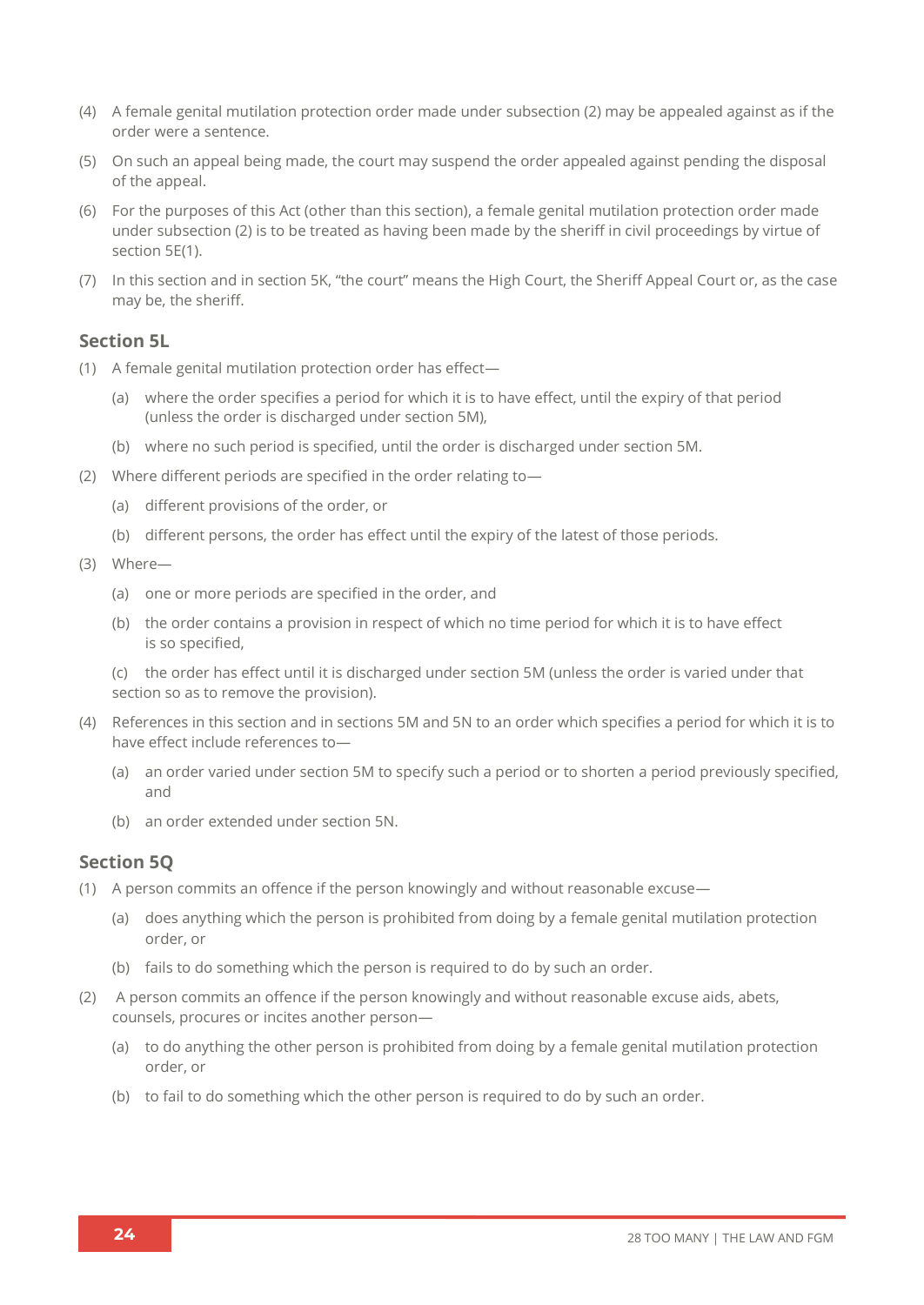(4) A female genital mutilation protection order made under subsection (2) may be appealed against as if the order were a sentence.

(5) On such an appeal being made, the court may suspend the order appealed against pending the disposal of the appeal.

(6) For the purposes of this Act (other than this section), a female genital mutilation protection order made under subsection (2) is to be treated as having been made by the sheriff in civil proceedings by virtue of section 5E(1).

(7) In this section and in section 5K, "the court" means the High Court, the Sheriff Appeal Court or, as the case may be, the sheriff.

### Section 5L

(1) A female genital mutilation protection order has effect—

(a) where the order specifies a period for which it is to have effect, until the expiry of that period (unless the order is discharged under section 5M),

(b) where no such period is specified, until the order is discharged under section 5M.

(2) Where different periods are specified in the order relating to—

(a) different provisions of the order, or

(b) different persons, the order has effect until the expiry of the latest of those periods.

(3) Where—

(a) one or more periods are specified in the order, and

(b) the order contains a provision in respect of which no time period for which it is to have effect is so specified,

(c) the order has effect until it is discharged under section 5M (unless the order is varied under that section so as to remove the provision).

(4) References in this section and in sections 5M and 5N to an order which specifies a period for which it is to have effect include references to—

(a) an order varied under section 5M to specify such a period or to shorten a period previously specified, and

(b) an order extended under section 5N.

### Section 5Q

(1) A person commits an offence if the person knowingly and without reasonable excuse—

(a) does anything which the person is prohibited from doing by a female genital mutilation protection order, or

(b) fails to do something which the person is required to do by such an order.

(2) A person commits an offence if the person knowingly and without reasonable excuse aids, abets, counsels, procures or incites another person—

(a) to do anything the other person is prohibited from doing by a female genital mutilation protection order, or

(b) to fail to do something which the other person is required to do by such an order.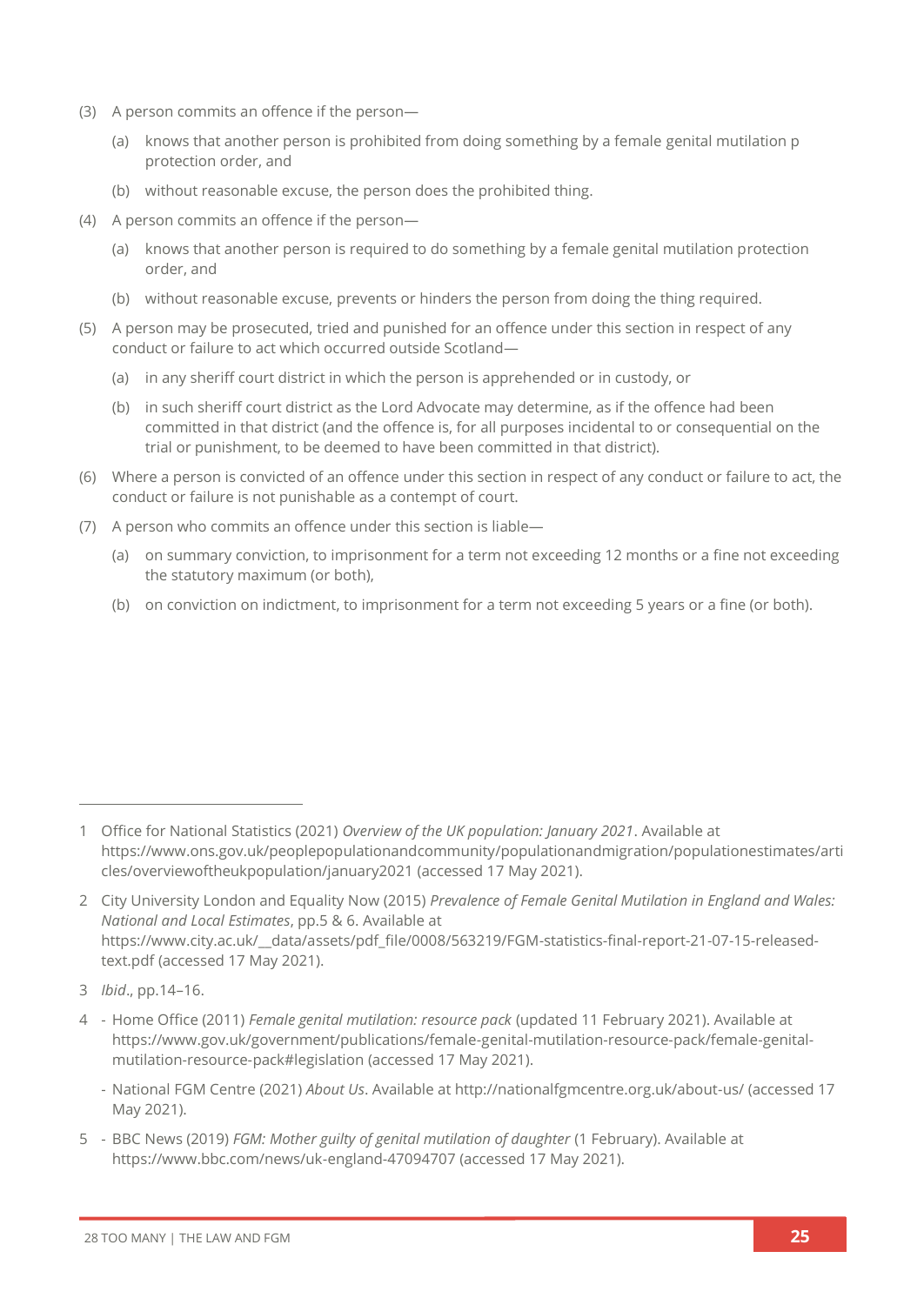(3) A person commits an offence if the person—

   (a) knows that another person is prohibited from doing something by a female genital mutilation p protection order, and

   (b) without reasonable excuse, the person does the prohibited thing.

(4) A person commits an offence if the person—

   (a) knows that another person is required to do something by a female genital mutilation protection order, and

   (b) without reasonable excuse, prevents or hinders the person from doing the thing required.

(5) A person may be prosecuted, tried and punished for an offence under this section in respect of any conduct or failure to act which occurred outside Scotland—

   (a) in any sheriff court district in which the person is apprehended or in custody, or

   (b) in such sheriff court district as the Lord Advocate may determine, as if the offence had been committed in that district (and the offence is, for all purposes incidental to or consequential on the trial or punishment, to be deemed to have been committed in that district).

(6) Where a person is convicted of an offence under this section in respect of any conduct or failure to act, the conduct or failure is not punishable as a contempt of court.

(7) A person who commits an offence under this section is liable—

   (a) on summary conviction, to imprisonment for a term not exceeding 12 months or a fine not exceeding the statutory maximum (or both),

   (b) on conviction on indictment, to imprisonment for a term not exceeding 5 years or a fine (or both).

---

1 Office for National Statistics (2021) *Overview of the UK population: January 2021*. Available at https://www.ons.gov.uk/peoplepopulationandcommunity/populationandmigration/populationestimates/articles/overviewoftheukpopulation/january2021 (accessed 17 May 2021).

2 City University London and Equality Now (2015) *Prevalence of Female Genital Mutilation in England and Wales: National and Local Estimates*, pp.5 & 6. Available at https://www.city.ac.uk/__data/assets/pdf_file/0008/563219/FGM-statistics-final-report-21-07-15-released-text.pdf (accessed 17 May 2021).

3 *Ibid*., pp.14–16.

4 - Home Office (2011) *Female genital mutilation: resource pack* (updated 11 February 2021). Available at https://www.gov.uk/government/publications/female-genital-mutilation-resource-pack/female-genital-mutilation-resource-pack#legislation (accessed 17 May 2021).

  - National FGM Centre (2021) *About Us*. Available at http://nationalfgmcentre.org.uk/about-us/ (accessed 17 May 2021).

5 - BBC News (2019) *FGM: Mother guilty of genital mutilation of daughter* (1 February). Available at https://www.bbc.com/news/uk-england-47094707 (accessed 17 May 2021).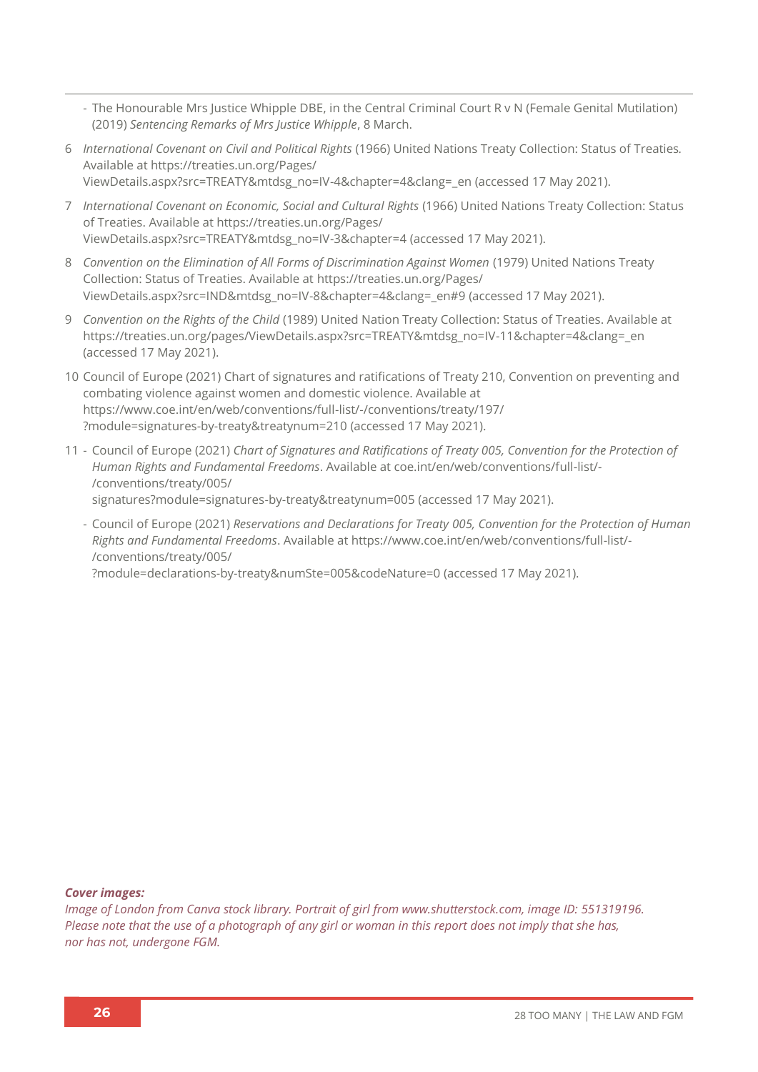- The Honourable Mrs Justice Whipple DBE, in the Central Criminal Court R v N (Female Genital Mutilation) (2019) *Sentencing Remarks of Mrs Justice Whipple*, 8 March.

6 *International Covenant on Civil and Political Rights* (1966) United Nations Treaty Collection: Status of Treaties. Available at https://treaties.un.org/Pages/ViewDetails.aspx?src=TREATY&mtdsg_no=IV-4&chapter=4&clang=_en (accessed 17 May 2021).

7 *International Covenant on Economic, Social and Cultural Rights* (1966) United Nations Treaty Collection: Status of Treaties. Available at https://treaties.un.org/Pages/ViewDetails.aspx?src=TREATY&mtdsg_no=IV-3&chapter=4 (accessed 17 May 2021).

8 *Convention on the Elimination of All Forms of Discrimination Against Women* (1979) United Nations Treaty Collection: Status of Treaties. Available at https://treaties.un.org/Pages/ViewDetails.aspx?src=IND&mtdsg_no=IV-8&chapter=4&clang=_en#9 (accessed 17 May 2021).

9 *Convention on the Rights of the Child* (1989) United Nation Treaty Collection: Status of Treaties. Available at https://treaties.un.org/pages/ViewDetails.aspx?src=TREATY&mtdsg_no=IV-11&chapter=4&clang=_en (accessed 17 May 2021).

10 Council of Europe (2021) Chart of signatures and ratifications of Treaty 210, Convention on preventing and combating violence against women and domestic violence. Available at https://www.coe.int/en/web/conventions/full-list/-/conventions/treaty/197/?module=signatures-by-treaty&treatynum=210 (accessed 17 May 2021).

11 - Council of Europe (2021) *Chart of Signatures and Ratifications of Treaty 005, Convention for the Protection of Human Rights and Fundamental Freedoms*. Available at coe.int/en/web/conventions/full-list/-/conventions/treaty/005/signatures?module=signatures-by-treaty&treatynum=005 (accessed 17 May 2021).

- Council of Europe (2021) *Reservations and Declarations for Treaty 005, Convention for the Protection of Human Rights and Fundamental Freedoms*. Available at https://www.coe.int/en/web/conventions/full-list/-/conventions/treaty/005/?module=declarations-by-treaty&numSte=005&codeNature=0 (accessed 17 May 2021).

***Cover images:***
*Image of London from Canva stock library. Portrait of girl from www.shutterstock.com, image ID: 551319196. Please note that the use of a photograph of any girl or woman in this report does not imply that she has, nor has not, undergone FGM.*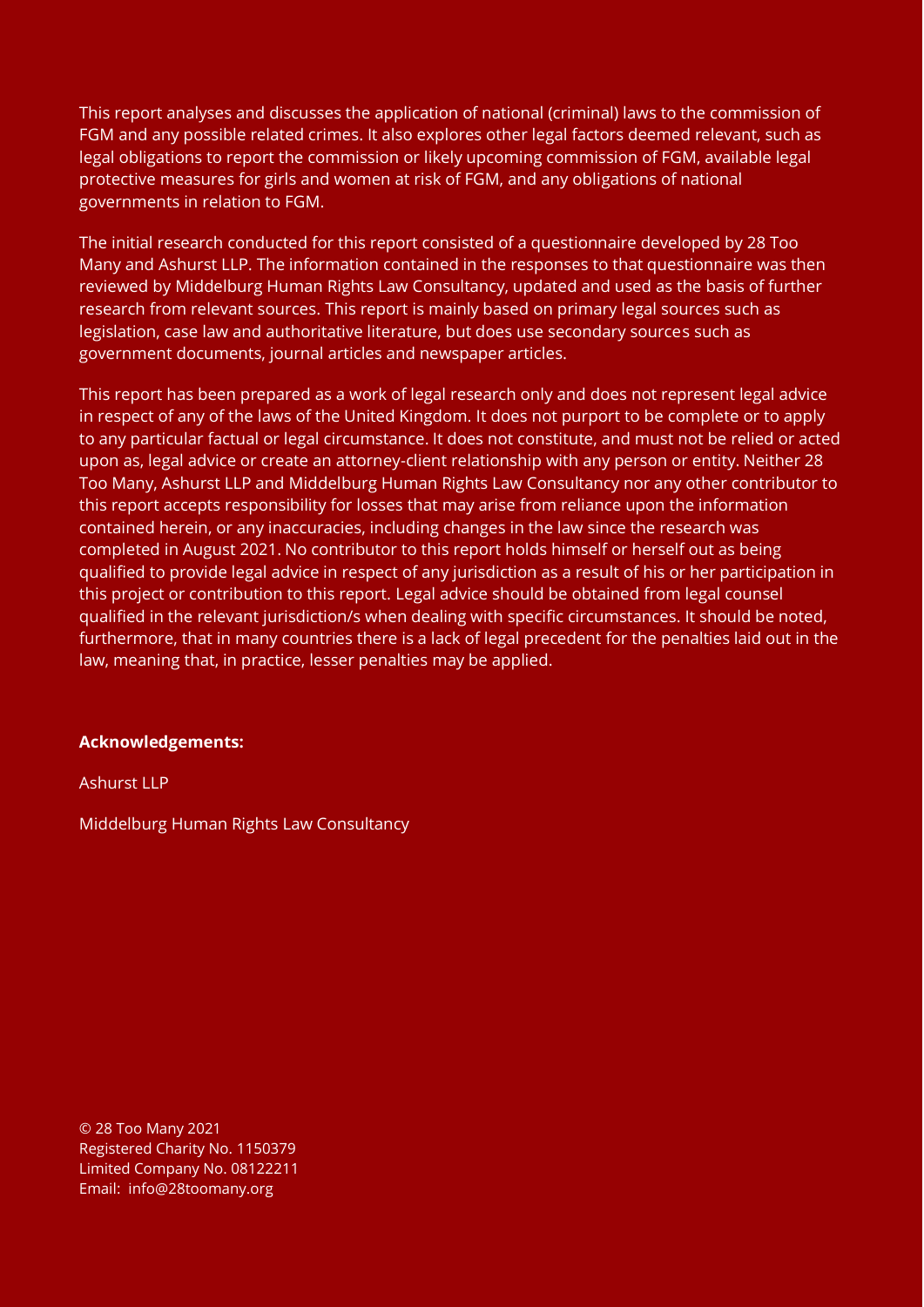This report analyses and discusses the application of national (criminal) laws to the commission of FGM and any possible related crimes. It also explores other legal factors deemed relevant, such as legal obligations to report the commission or likely upcoming commission of FGM, available legal protective measures for girls and women at risk of FGM, and any obligations of national governments in relation to FGM.

The initial research conducted for this report consisted of a questionnaire developed by 28 Too Many and Ashurst LLP. The information contained in the responses to that questionnaire was then reviewed by Middelburg Human Rights Law Consultancy, updated and used as the basis of further research from relevant sources. This report is mainly based on primary legal sources such as legislation, case law and authoritative literature, but does use secondary sources such as government documents, journal articles and newspaper articles.

This report has been prepared as a work of legal research only and does not represent legal advice in respect of any of the laws of the United Kingdom. It does not purport to be complete or to apply to any particular factual or legal circumstance. It does not constitute, and must not be relied or acted upon as, legal advice or create an attorney-client relationship with any person or entity. Neither 28 Too Many, Ashurst LLP and Middelburg Human Rights Law Consultancy nor any other contributor to this report accepts responsibility for losses that may arise from reliance upon the information contained herein, or any inaccuracies, including changes in the law since the research was completed in August 2021. No contributor to this report holds himself or herself out as being qualified to provide legal advice in respect of any jurisdiction as a result of his or her participation in this project or contribution to this report. Legal advice should be obtained from legal counsel qualified in the relevant jurisdiction/s when dealing with specific circumstances. It should be noted, furthermore, that in many countries there is a lack of legal precedent for the penalties laid out in the law, meaning that, in practice, lesser penalties may be applied.

**Acknowledgements:**

Ashurst LLP

Middelburg Human Rights Law Consultancy

© 28 Too Many 2021
Registered Charity No. 1150379
Limited Company No. 08122211
Email: info@28toomany.org